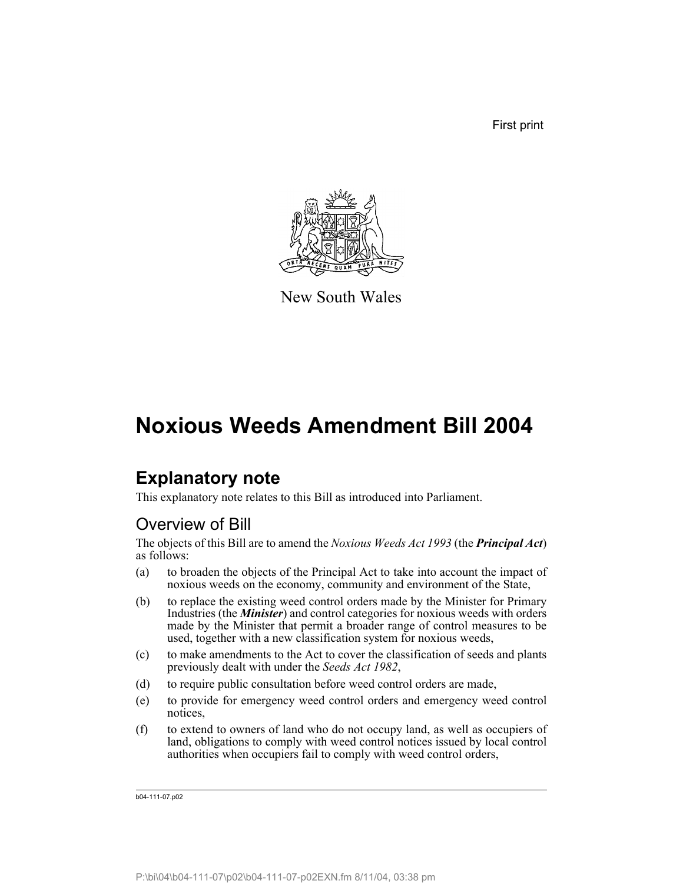First print

New South Wales

# Noxious Weeds Amendment Bill 2004

## Explanatory note

This explanatory note relates to this Bill as introduced into Parliament.

### Overview of Bill

The objects of this Bill are to amend the *Noxious Weeds Act 1993* (the ***Principal Act***) as follows:

(a) to broaden the objects of the Principal Act to take into account the impact of noxious weeds on the economy, community and environment of the State,

(b) to replace the existing weed control orders made by the Minister for Primary Industries (the ***Minister***) and control categories for noxious weeds with orders made by the Minister that permit a broader range of control measures to be used, together with a new classification system for noxious weeds,

(c) to make amendments to the Act to cover the classification of seeds and plants previously dealt with under the *Seeds Act 1982*,

(d) to require public consultation before weed control orders are made,

(e) to provide for emergency weed control orders and emergency weed control notices,

(f) to extend to owners of land who do not occupy land, as well as occupiers of land, obligations to comply with weed control notices issued by local control authorities when occupiers fail to comply with weed control orders,

b04-111-07.p02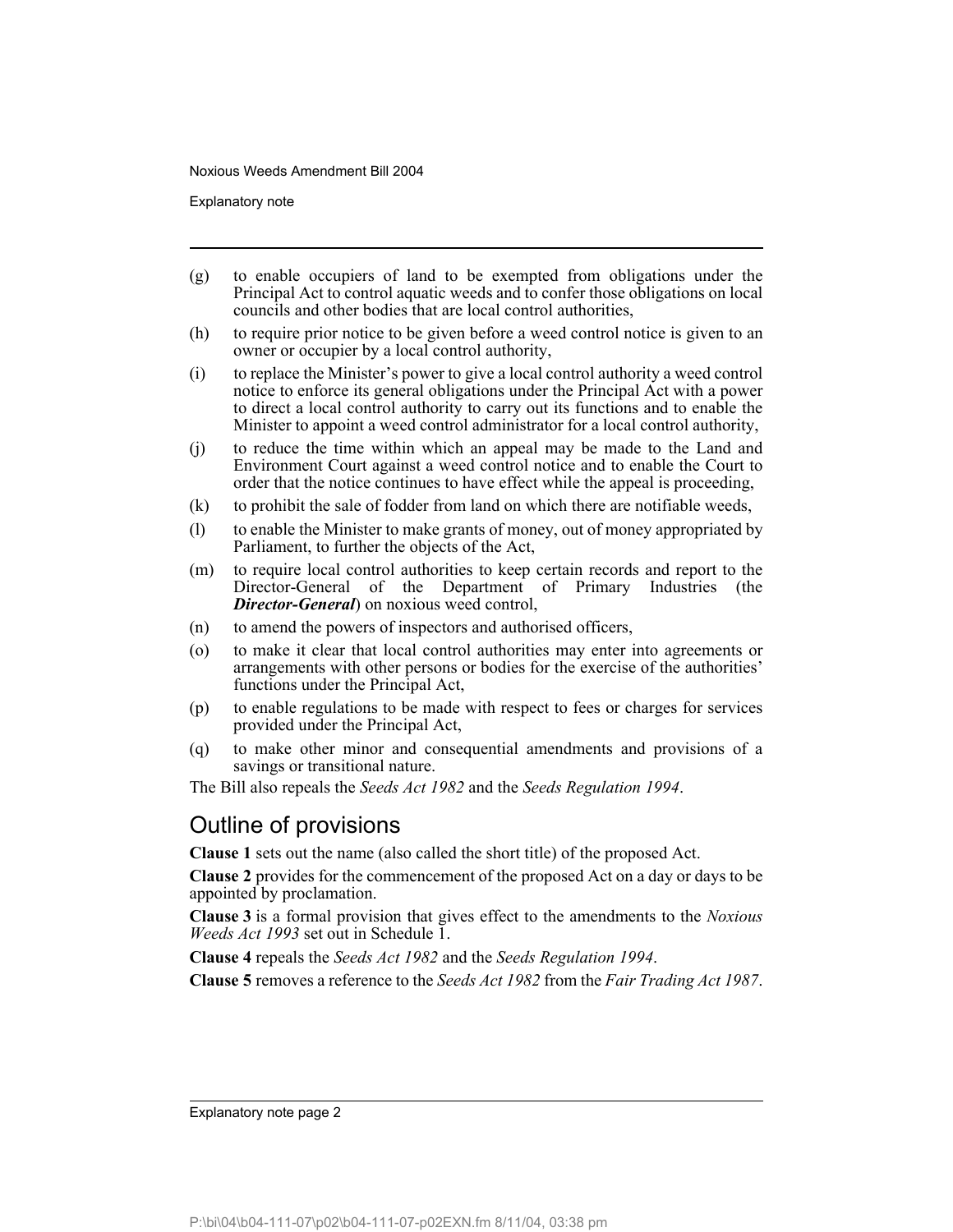(g) to enable occupiers of land to be exempted from obligations under the Principal Act to control aquatic weeds and to confer those obligations on local councils and other bodies that are local control authorities,

(h) to require prior notice to be given before a weed control notice is given to an owner or occupier by a local control authority,

(i) to replace the Minister's power to give a local control authority a weed control notice to enforce its general obligations under the Principal Act with a power to direct a local control authority to carry out its functions and to enable the Minister to appoint a weed control administrator for a local control authority,

(j) to reduce the time within which an appeal may be made to the Land and Environment Court against a weed control notice and to enable the Court to order that the notice continues to have effect while the appeal is proceeding,

(k) to prohibit the sale of fodder from land on which there are notifiable weeds,

(l) to enable the Minister to make grants of money, out of money appropriated by Parliament, to further the objects of the Act,

(m) to require local control authorities to keep certain records and report to the Director-General of the Department of Primary Industries (the ***Director-General***) on noxious weed control,

(n) to amend the powers of inspectors and authorised officers,

(o) to make it clear that local control authorities may enter into agreements or arrangements with other persons or bodies for the exercise of the authorities' functions under the Principal Act,

(p) to enable regulations to be made with respect to fees or charges for services provided under the Principal Act,

(q) to make other minor and consequential amendments and provisions of a savings or transitional nature.

The Bill also repeals the *Seeds Act 1982* and the *Seeds Regulation 1994*.

## Outline of provisions

**Clause 1** sets out the name (also called the short title) of the proposed Act.

**Clause 2** provides for the commencement of the proposed Act on a day or days to be appointed by proclamation.

**Clause 3** is a formal provision that gives effect to the amendments to the *Noxious Weeds Act 1993* set out in Schedule 1.

**Clause 4** repeals the *Seeds Act 1982* and the *Seeds Regulation 1994*.

**Clause 5** removes a reference to the *Seeds Act 1982* from the *Fair Trading Act 1987*.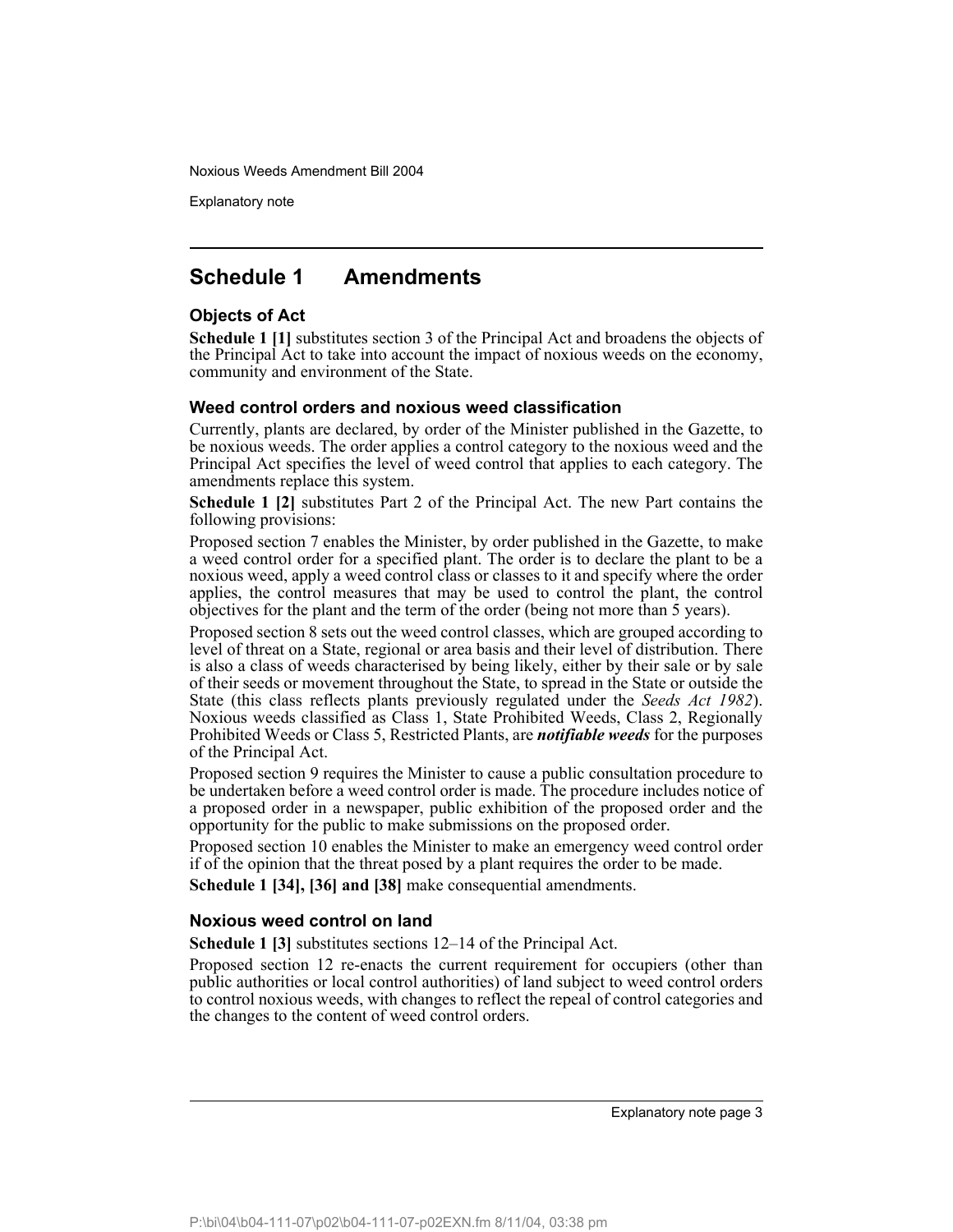## Schedule 1 Amendments

### Objects of Act

**Schedule 1 [1]** substitutes section 3 of the Principal Act and broadens the objects of the Principal Act to take into account the impact of noxious weeds on the economy, community and environment of the State.

### Weed control orders and noxious weed classification

Currently, plants are declared, by order of the Minister published in the Gazette, to be noxious weeds. The order applies a control category to the noxious weed and the Principal Act specifies the level of weed control that applies to each category. The amendments replace this system.

**Schedule 1 [2]** substitutes Part 2 of the Principal Act. The new Part contains the following provisions:

Proposed section 7 enables the Minister, by order published in the Gazette, to make a weed control order for a specified plant. The order is to declare the plant to be a noxious weed, apply a weed control class or classes to it and specify where the order applies, the control measures that may be used to control the plant, the control objectives for the plant and the term of the order (being not more than 5 years).

Proposed section 8 sets out the weed control classes, which are grouped according to level of threat on a State, regional or area basis and their level of distribution. There is also a class of weeds characterised by being likely, either by their sale or by sale of their seeds or movement throughout the State, to spread in the State or outside the State (this class reflects plants previously regulated under the *Seeds Act 1982*). Noxious weeds classified as Class 1, State Prohibited Weeds, Class 2, Regionally Prohibited Weeds or Class 5, Restricted Plants, are ***notifiable weeds*** for the purposes of the Principal Act.

Proposed section 9 requires the Minister to cause a public consultation procedure to be undertaken before a weed control order is made. The procedure includes notice of a proposed order in a newspaper, public exhibition of the proposed order and the opportunity for the public to make submissions on the proposed order.

Proposed section 10 enables the Minister to make an emergency weed control order if of the opinion that the threat posed by a plant requires the order to be made.

**Schedule 1 [34], [36] and [38]** make consequential amendments.

### Noxious weed control on land

**Schedule 1 [3]** substitutes sections 12–14 of the Principal Act.

Proposed section 12 re-enacts the current requirement for occupiers (other than public authorities or local control authorities) of land subject to weed control orders to control noxious weeds, with changes to reflect the repeal of control categories and the changes to the content of weed control orders.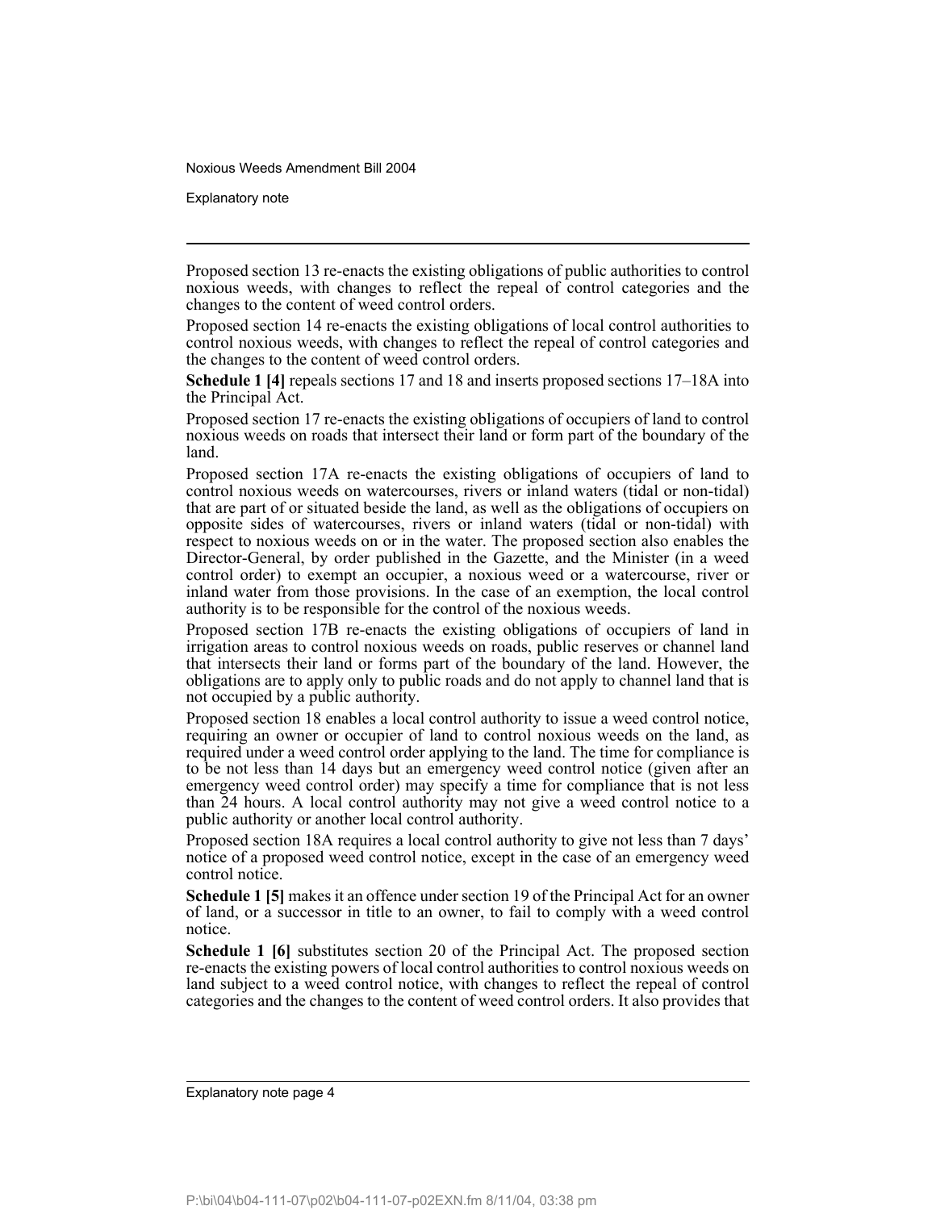Proposed section 13 re-enacts the existing obligations of public authorities to control noxious weeds, with changes to reflect the repeal of control categories and the changes to the content of weed control orders.

Proposed section 14 re-enacts the existing obligations of local control authorities to control noxious weeds, with changes to reflect the repeal of control categories and the changes to the content of weed control orders.

**Schedule 1 [4]** repeals sections 17 and 18 and inserts proposed sections 17–18A into the Principal Act.

Proposed section 17 re-enacts the existing obligations of occupiers of land to control noxious weeds on roads that intersect their land or form part of the boundary of the land.

Proposed section 17A re-enacts the existing obligations of occupiers of land to control noxious weeds on watercourses, rivers or inland waters (tidal or non-tidal) that are part of or situated beside the land, as well as the obligations of occupiers on opposite sides of watercourses, rivers or inland waters (tidal or non-tidal) with respect to noxious weeds on or in the water. The proposed section also enables the Director-General, by order published in the Gazette, and the Minister (in a weed control order) to exempt an occupier, a noxious weed or a watercourse, river or inland water from those provisions. In the case of an exemption, the local control authority is to be responsible for the control of the noxious weeds.

Proposed section 17B re-enacts the existing obligations of occupiers of land in irrigation areas to control noxious weeds on roads, public reserves or channel land that intersects their land or forms part of the boundary of the land. However, the obligations are to apply only to public roads and do not apply to channel land that is not occupied by a public authority.

Proposed section 18 enables a local control authority to issue a weed control notice, requiring an owner or occupier of land to control noxious weeds on the land, as required under a weed control order applying to the land. The time for compliance is to be not less than 14 days but an emergency weed control notice (given after an emergency weed control order) may specify a time for compliance that is not less than 24 hours. A local control authority may not give a weed control notice to a public authority or another local control authority.

Proposed section 18A requires a local control authority to give not less than 7 days' notice of a proposed weed control notice, except in the case of an emergency weed control notice.

**Schedule 1 [5]** makes it an offence under section 19 of the Principal Act for an owner of land, or a successor in title to an owner, to fail to comply with a weed control notice.

**Schedule 1 [6]** substitutes section 20 of the Principal Act. The proposed section re-enacts the existing powers of local control authorities to control noxious weeds on land subject to a weed control notice, with changes to reflect the repeal of control categories and the changes to the content of weed control orders. It also provides that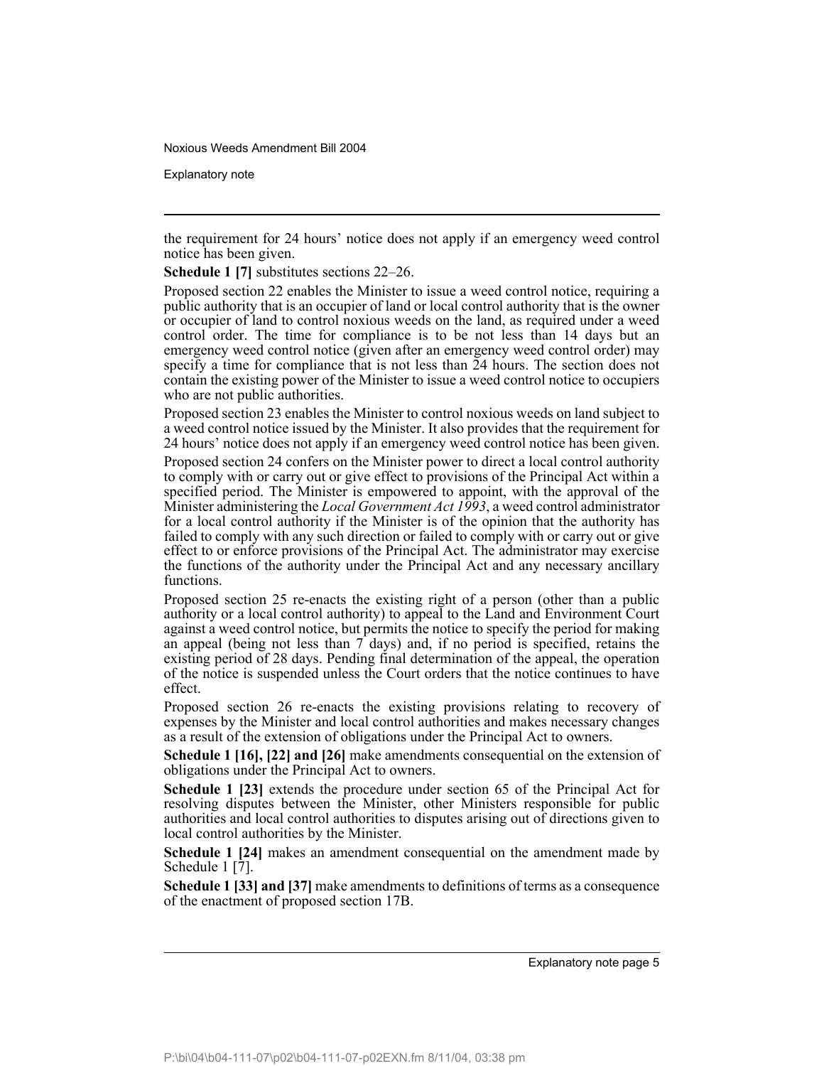the requirement for 24 hours' notice does not apply if an emergency weed control notice has been given.

**Schedule 1 [7]** substitutes sections 22–26.

Proposed section 22 enables the Minister to issue a weed control notice, requiring a public authority that is an occupier of land or local control authority that is the owner or occupier of land to control noxious weeds on the land, as required under a weed control order. The time for compliance is to be not less than 14 days but an emergency weed control notice (given after an emergency weed control order) may specify a time for compliance that is not less than 24 hours. The section does not contain the existing power of the Minister to issue a weed control notice to occupiers who are not public authorities.

Proposed section 23 enables the Minister to control noxious weeds on land subject to a weed control notice issued by the Minister. It also provides that the requirement for 24 hours' notice does not apply if an emergency weed control notice has been given.

Proposed section 24 confers on the Minister power to direct a local control authority to comply with or carry out or give effect to provisions of the Principal Act within a specified period. The Minister is empowered to appoint, with the approval of the Minister administering the *Local Government Act 1993*, a weed control administrator for a local control authority if the Minister is of the opinion that the authority has failed to comply with any such direction or failed to comply with or carry out or give effect to or enforce provisions of the Principal Act. The administrator may exercise the functions of the authority under the Principal Act and any necessary ancillary functions.

Proposed section 25 re-enacts the existing right of a person (other than a public authority or a local control authority) to appeal to the Land and Environment Court against a weed control notice, but permits the notice to specify the period for making an appeal (being not less than 7 days) and, if no period is specified, retains the existing period of 28 days. Pending final determination of the appeal, the operation of the notice is suspended unless the Court orders that the notice continues to have effect.

Proposed section 26 re-enacts the existing provisions relating to recovery of expenses by the Minister and local control authorities and makes necessary changes as a result of the extension of obligations under the Principal Act to owners.

**Schedule 1 [16], [22] and [26]** make amendments consequential on the extension of obligations under the Principal Act to owners.

**Schedule 1 [23]** extends the procedure under section 65 of the Principal Act for resolving disputes between the Minister, other Ministers responsible for public authorities and local control authorities to disputes arising out of directions given to local control authorities by the Minister.

**Schedule 1 [24]** makes an amendment consequential on the amendment made by Schedule 1 [7].

**Schedule 1 [33] and [37]** make amendments to definitions of terms as a consequence of the enactment of proposed section 17B.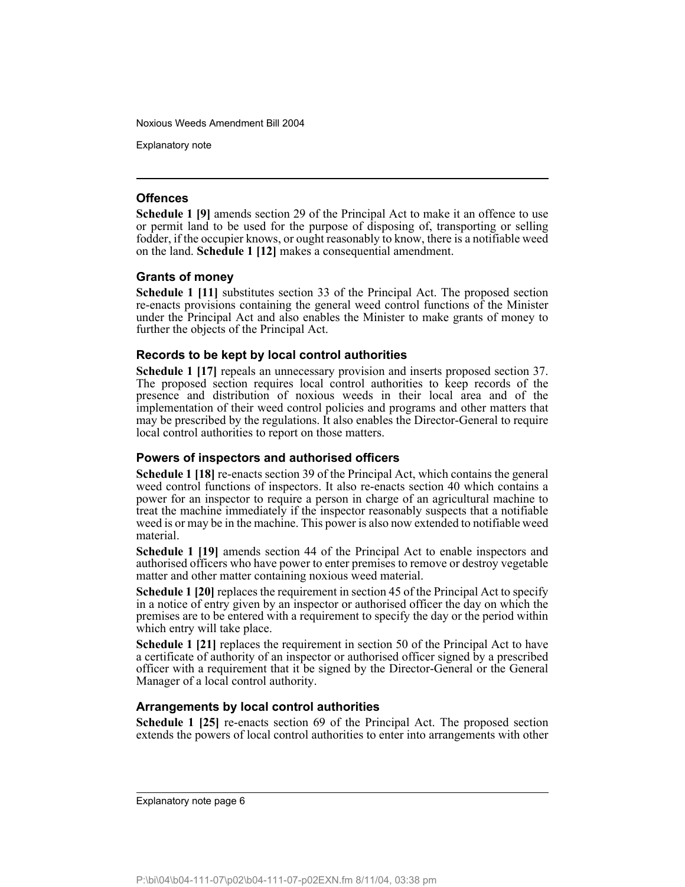### Offences

**Schedule 1 [9]** amends section 29 of the Principal Act to make it an offence to use or permit land to be used for the purpose of disposing of, transporting or selling fodder, if the occupier knows, or ought reasonably to know, there is a notifiable weed on the land. **Schedule 1 [12]** makes a consequential amendment.

### Grants of money

**Schedule 1 [11]** substitutes section 33 of the Principal Act. The proposed section re-enacts provisions containing the general weed control functions of the Minister under the Principal Act and also enables the Minister to make grants of money to further the objects of the Principal Act.

### Records to be kept by local control authorities

**Schedule 1 [17]** repeals an unnecessary provision and inserts proposed section 37. The proposed section requires local control authorities to keep records of the presence and distribution of noxious weeds in their local area and of the implementation of their weed control policies and programs and other matters that may be prescribed by the regulations. It also enables the Director-General to require local control authorities to report on those matters.

### Powers of inspectors and authorised officers

**Schedule 1 [18]** re-enacts section 39 of the Principal Act, which contains the general weed control functions of inspectors. It also re-enacts section 40 which contains a power for an inspector to require a person in charge of an agricultural machine to treat the machine immediately if the inspector reasonably suspects that a notifiable weed is or may be in the machine. This power is also now extended to notifiable weed material.

**Schedule 1 [19]** amends section 44 of the Principal Act to enable inspectors and authorised officers who have power to enter premises to remove or destroy vegetable matter and other matter containing noxious weed material.

**Schedule 1 [20]** replaces the requirement in section 45 of the Principal Act to specify in a notice of entry given by an inspector or authorised officer the day on which the premises are to be entered with a requirement to specify the day or the period within which entry will take place.

**Schedule 1 [21]** replaces the requirement in section 50 of the Principal Act to have a certificate of authority of an inspector or authorised officer signed by a prescribed officer with a requirement that it be signed by the Director-General or the General Manager of a local control authority.

### Arrangements by local control authorities

**Schedule 1 [25]** re-enacts section 69 of the Principal Act. The proposed section extends the powers of local control authorities to enter into arrangements with other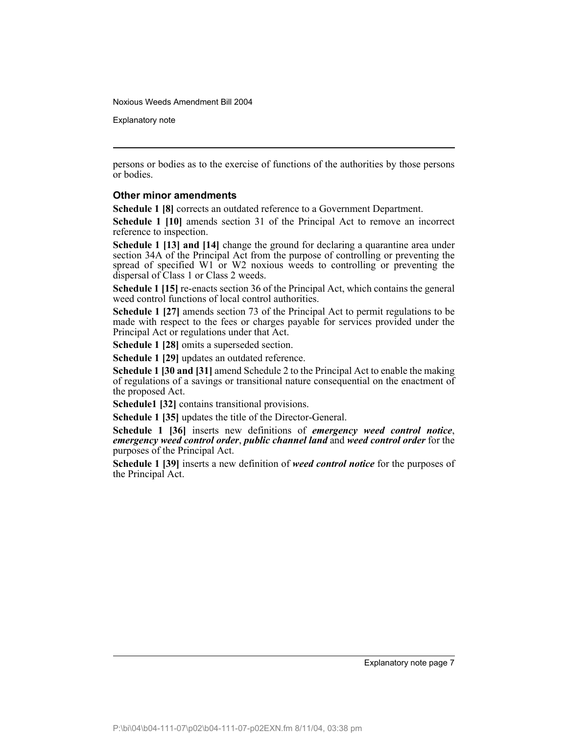persons or bodies as to the exercise of functions of the authorities by those persons or bodies.

### Other minor amendments

**Schedule 1 [8]** corrects an outdated reference to a Government Department.

**Schedule 1 [10]** amends section 31 of the Principal Act to remove an incorrect reference to inspection.

**Schedule 1 [13] and [14]** change the ground for declaring a quarantine area under section 34A of the Principal Act from the purpose of controlling or preventing the spread of specified W1 or W2 noxious weeds to controlling or preventing the dispersal of Class 1 or Class 2 weeds.

**Schedule 1 [15]** re-enacts section 36 of the Principal Act, which contains the general weed control functions of local control authorities.

**Schedule 1 [27]** amends section 73 of the Principal Act to permit regulations to be made with respect to the fees or charges payable for services provided under the Principal Act or regulations under that Act.

**Schedule 1 [28]** omits a superseded section.

**Schedule 1 [29]** updates an outdated reference.

**Schedule 1 [30 and [31]** amend Schedule 2 to the Principal Act to enable the making of regulations of a savings or transitional nature consequential on the enactment of the proposed Act.

**Schedule1 [32]** contains transitional provisions.

**Schedule 1 [35]** updates the title of the Director-General.

**Schedule 1 [36]** inserts new definitions of ***emergency weed control notice***, ***emergency weed control order***, ***public channel land*** and ***weed control order*** for the purposes of the Principal Act.

**Schedule 1 [39]** inserts a new definition of ***weed control notice*** for the purposes of the Principal Act.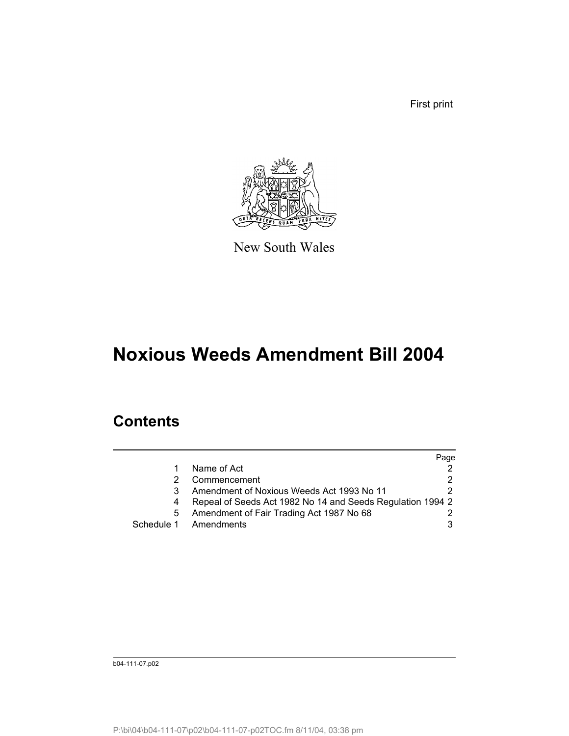First print

New South Wales

# Noxious Weeds Amendment Bill 2004

## Contents

| | | Page |
|---|---|---|
| 1 | Name of Act | 2 |
| 2 | Commencement | 2 |
| 3 | Amendment of Noxious Weeds Act 1993 No 11 | 2 |
| 4 | Repeal of Seeds Act 1982 No 14 and Seeds Regulation 1994 | 2 |
| 5 | Amendment of Fair Trading Act 1987 No 68 | 2 |
| Schedule 1 | Amendments | 3 |

b04-111-07.p02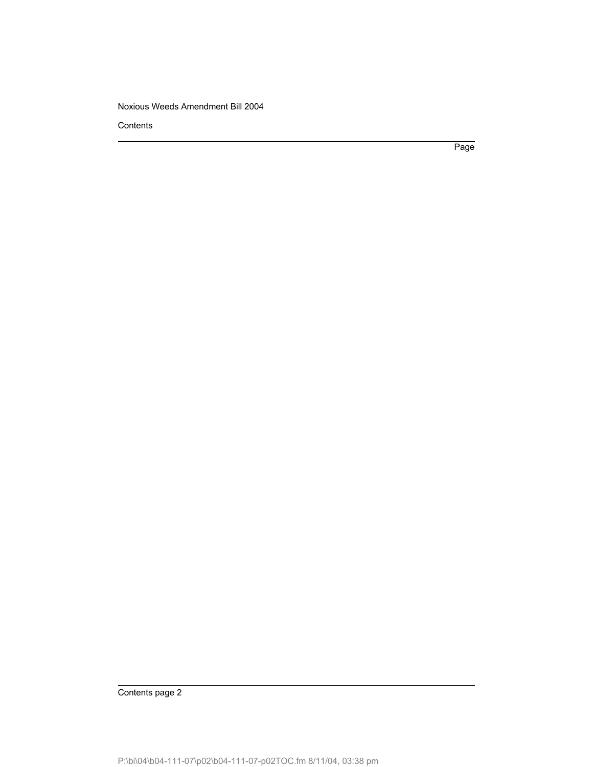Contents

Page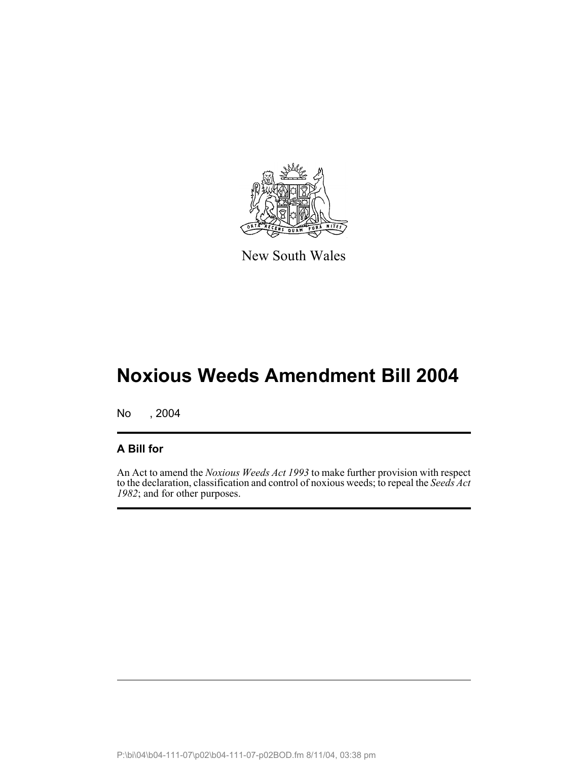New South Wales

# Noxious Weeds Amendment Bill 2004

No , 2004

## A Bill for

An Act to amend the *Noxious Weeds Act 1993* to make further provision with respect to the declaration, classification and control of noxious weeds; to repeal the *Seeds Act 1982*; and for other purposes.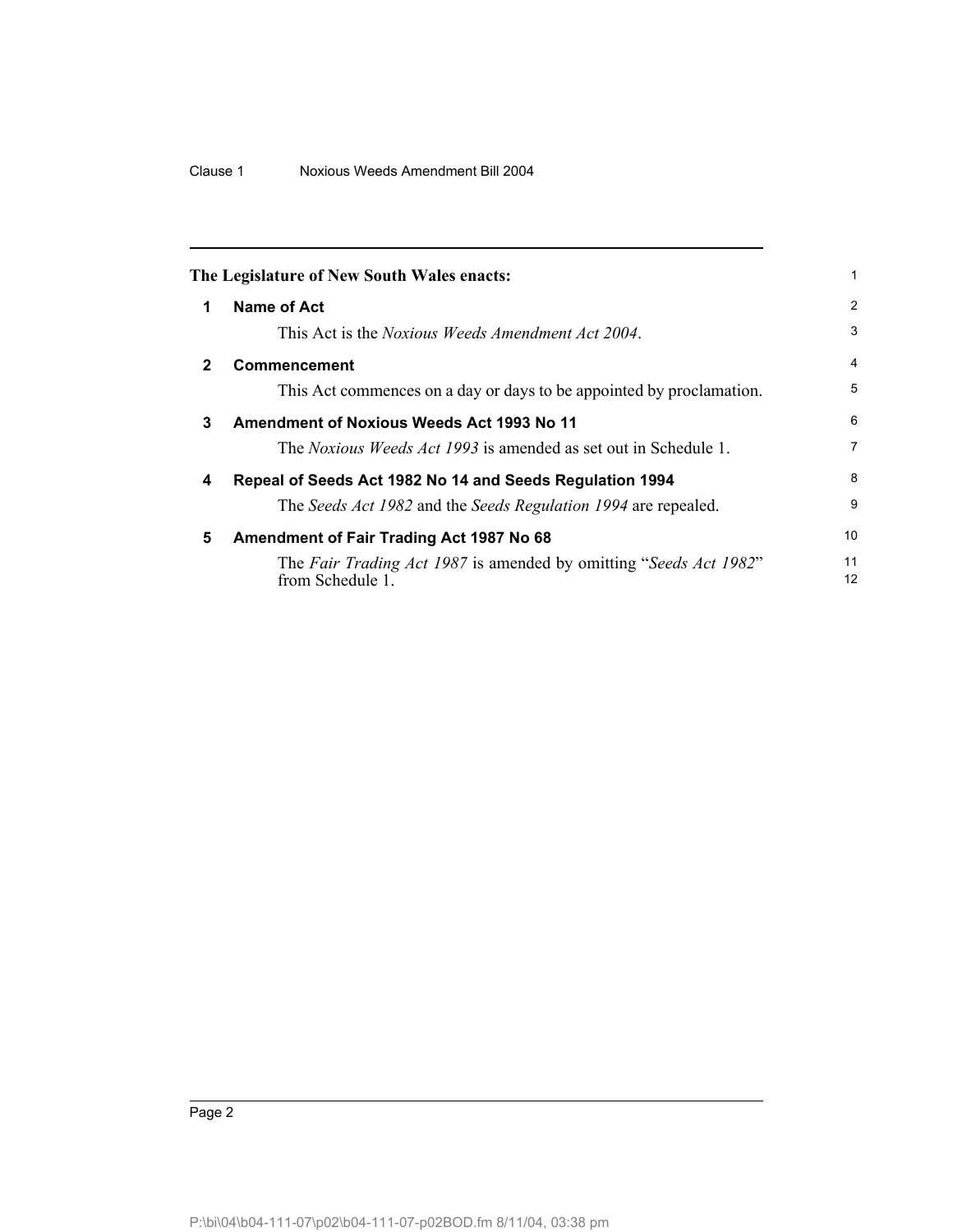**The Legislature of New South Wales enacts:**

## 1 Name of Act

This Act is the *Noxious Weeds Amendment Act 2004*.

## 2 Commencement

This Act commences on a day or days to be appointed by proclamation.

## 3 Amendment of Noxious Weeds Act 1993 No 11

The *Noxious Weeds Act 1993* is amended as set out in Schedule 1.

## 4 Repeal of Seeds Act 1982 No 14 and Seeds Regulation 1994

The *Seeds Act 1982* and the *Seeds Regulation 1994* are repealed.

## 5 Amendment of Fair Trading Act 1987 No 68

The *Fair Trading Act 1987* is amended by omitting "*Seeds Act 1982*" from Schedule 1.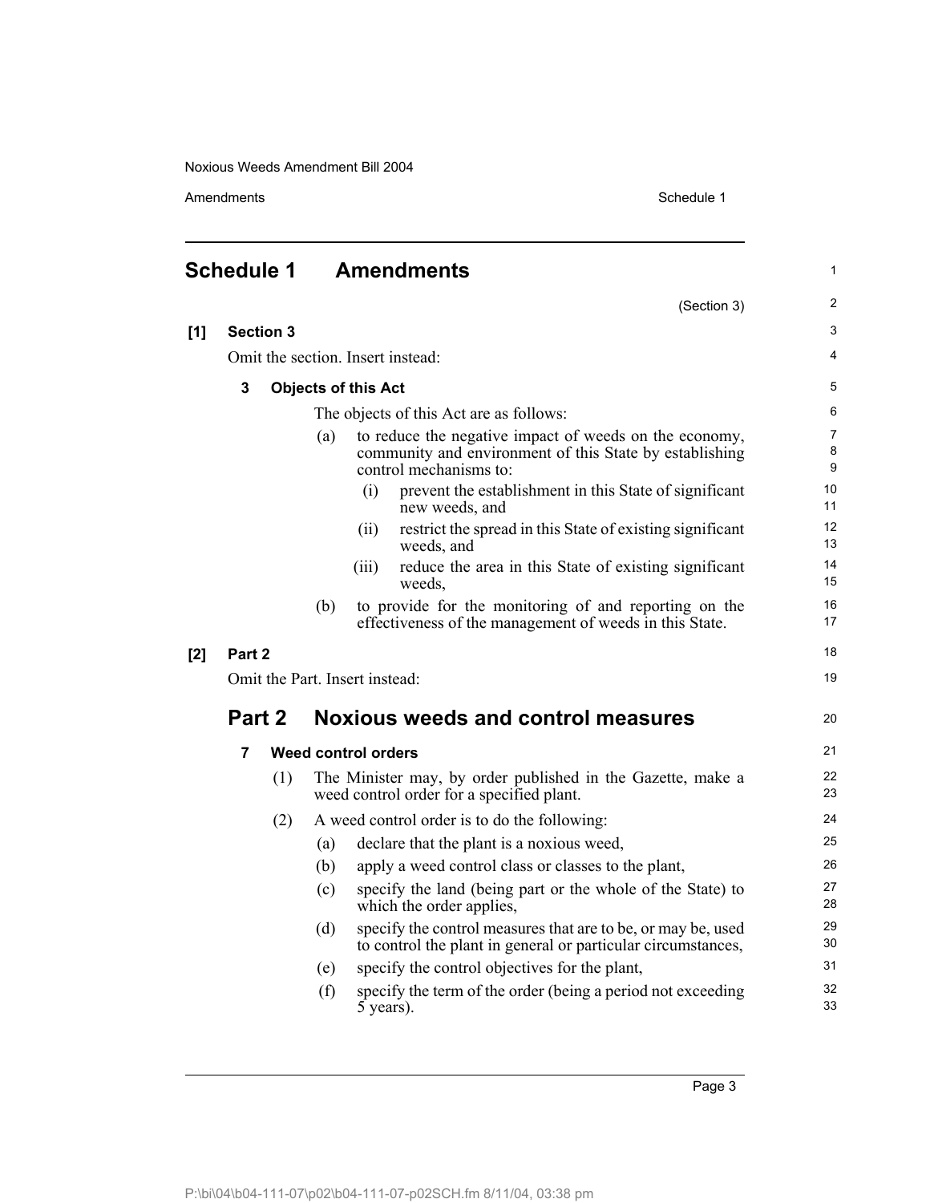# Schedule 1 Amendments

(Section 3)

**[1] Section 3**

Omit the section. Insert instead:

### 3 Objects of this Act

The objects of this Act are as follows:

(a) to reduce the negative impact of weeds on the economy, community and environment of this State by establishing control mechanisms to:

(i) prevent the establishment in this State of significant new weeds, and

(ii) restrict the spread in this State of existing significant weeds, and

(iii) reduce the area in this State of existing significant weeds,

(b) to provide for the monitoring of and reporting on the effectiveness of the management of weeds in this State.

**[2] Part 2**

Omit the Part. Insert instead:

## Part 2 Noxious weeds and control measures

### 7 Weed control orders

(1) The Minister may, by order published in the Gazette, make a weed control order for a specified plant.

(2) A weed control order is to do the following:

(a) declare that the plant is a noxious weed,

(b) apply a weed control class or classes to the plant,

(c) specify the land (being part or the whole of the State) to which the order applies,

(d) specify the control measures that are to be, or may be, used to control the plant in general or particular circumstances,

(e) specify the control objectives for the plant,

(f) specify the term of the order (being a period not exceeding 5 years).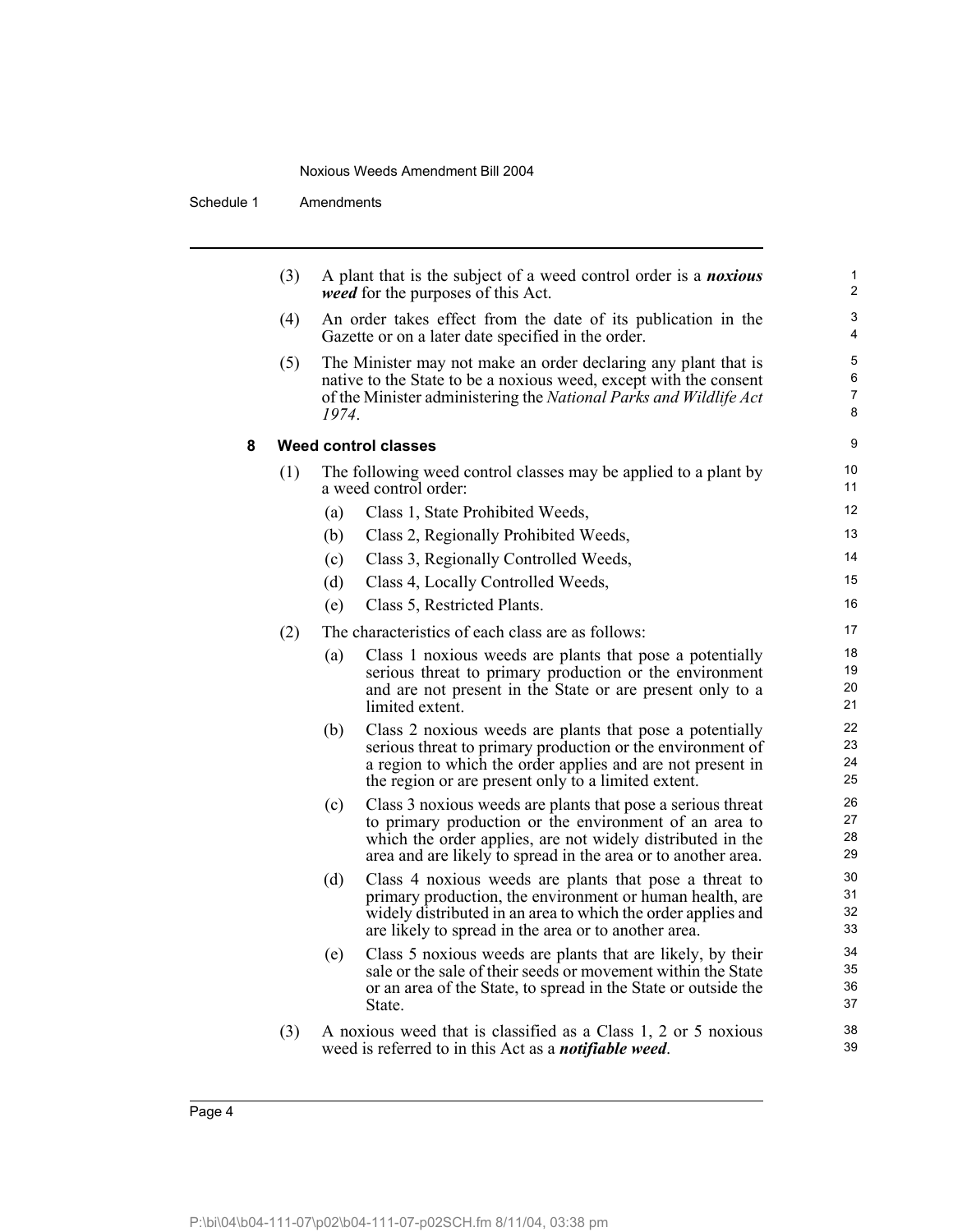(3) A plant that is the subject of a weed control order is a ***noxious weed*** for the purposes of this Act.

(4) An order takes effect from the date of its publication in the Gazette or on a later date specified in the order.

(5) The Minister may not make an order declaring any plant that is native to the State to be a noxious weed, except with the consent of the Minister administering the *National Parks and Wildlife Act 1974*.

### 8 Weed control classes

(1) The following weed control classes may be applied to a plant by a weed control order:

(a) Class 1, State Prohibited Weeds,

(b) Class 2, Regionally Prohibited Weeds,

(c) Class 3, Regionally Controlled Weeds,

(d) Class 4, Locally Controlled Weeds,

(e) Class 5, Restricted Plants.

(2) The characteristics of each class are as follows:

(a) Class 1 noxious weeds are plants that pose a potentially serious threat to primary production or the environment and are not present in the State or are present only to a limited extent.

(b) Class 2 noxious weeds are plants that pose a potentially serious threat to primary production or the environment of a region to which the order applies and are not present in the region or are present only to a limited extent.

(c) Class 3 noxious weeds are plants that pose a serious threat to primary production or the environment of an area to which the order applies, are not widely distributed in the area and are likely to spread in the area or to another area.

(d) Class 4 noxious weeds are plants that pose a threat to primary production, the environment or human health, are widely distributed in an area to which the order applies and are likely to spread in the area or to another area.

(e) Class 5 noxious weeds are plants that are likely, by their sale or the sale of their seeds or movement within the State or an area of the State, to spread in the State or outside the State.

(3) A noxious weed that is classified as a Class 1, 2 or 5 noxious weed is referred to in this Act as a ***notifiable weed***.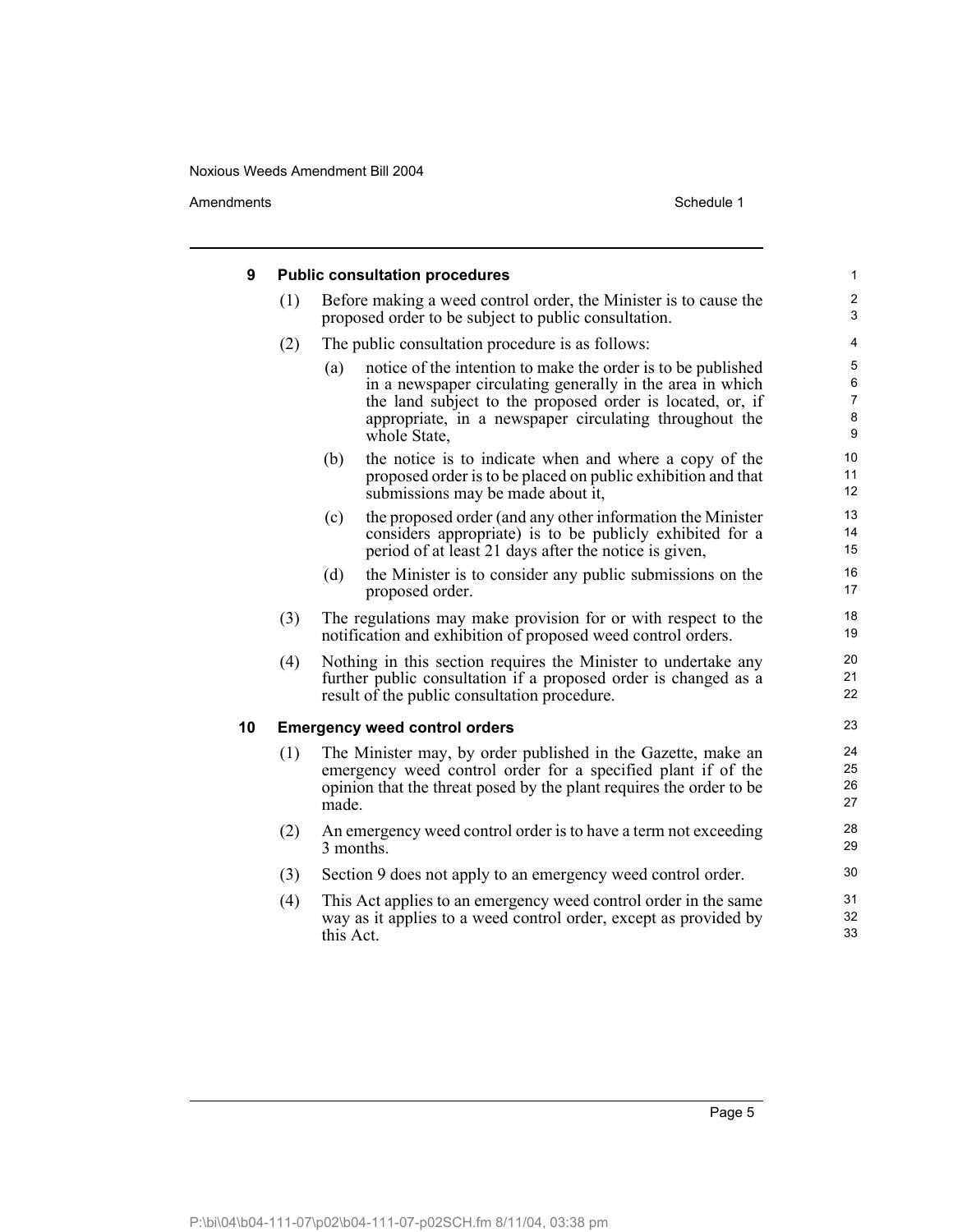### 9 Public consultation procedures

(1) Before making a weed control order, the Minister is to cause the proposed order to be subject to public consultation.

(2) The public consultation procedure is as follows:

(a) notice of the intention to make the order is to be published in a newspaper circulating generally in the area in which the land subject to the proposed order is located, or, if appropriate, in a newspaper circulating throughout the whole State,

(b) the notice is to indicate when and where a copy of the proposed order is to be placed on public exhibition and that submissions may be made about it,

(c) the proposed order (and any other information the Minister considers appropriate) is to be publicly exhibited for a period of at least 21 days after the notice is given,

(d) the Minister is to consider any public submissions on the proposed order.

(3) The regulations may make provision for or with respect to the notification and exhibition of proposed weed control orders.

(4) Nothing in this section requires the Minister to undertake any further public consultation if a proposed order is changed as a result of the public consultation procedure.

### 10 Emergency weed control orders

(1) The Minister may, by order published in the Gazette, make an emergency weed control order for a specified plant if of the opinion that the threat posed by the plant requires the order to be made.

(2) An emergency weed control order is to have a term not exceeding 3 months.

(3) Section 9 does not apply to an emergency weed control order.

(4) This Act applies to an emergency weed control order in the same way as it applies to a weed control order, except as provided by this Act.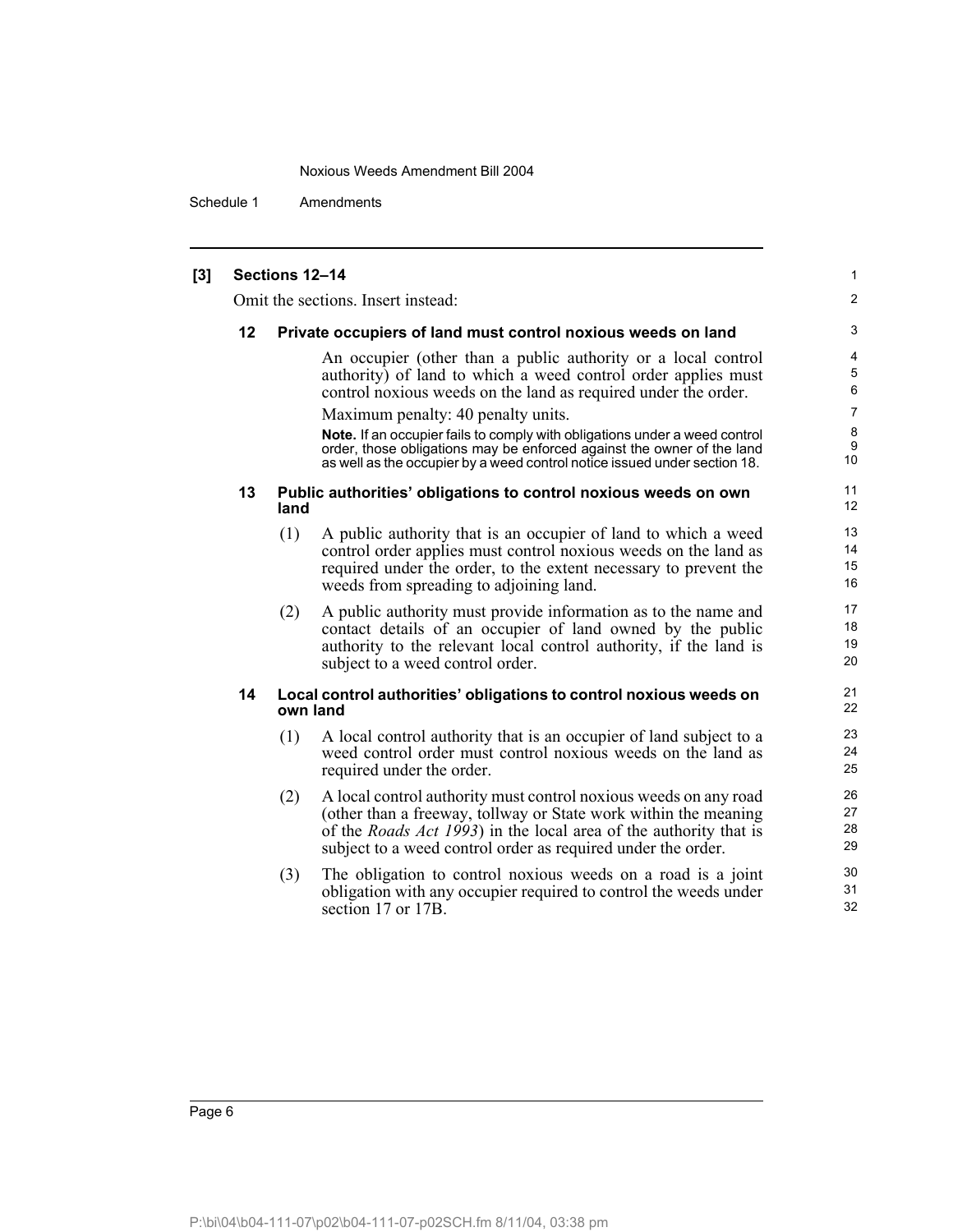**[3] Sections 12–14**

Omit the sections. Insert instead:

**12 Private occupiers of land must control noxious weeds on land**

An occupier (other than a public authority or a local control authority) of land to which a weed control order applies must control noxious weeds on the land as required under the order.

Maximum penalty: 40 penalty units.

**Note.** If an occupier fails to comply with obligations under a weed control order, those obligations may be enforced against the owner of the land as well as the occupier by a weed control notice issued under section 18.

**13 Public authorities' obligations to control noxious weeds on own land**

(1) A public authority that is an occupier of land to which a weed control order applies must control noxious weeds on the land as required under the order, to the extent necessary to prevent the weeds from spreading to adjoining land.

(2) A public authority must provide information as to the name and contact details of an occupier of land owned by the public authority to the relevant local control authority, if the land is subject to a weed control order.

**14 Local control authorities' obligations to control noxious weeds on own land**

(1) A local control authority that is an occupier of land subject to a weed control order must control noxious weeds on the land as required under the order.

(2) A local control authority must control noxious weeds on any road (other than a freeway, tollway or State work within the meaning of the *Roads Act 1993*) in the local area of the authority that is subject to a weed control order as required under the order.

(3) The obligation to control noxious weeds on a road is a joint obligation with any occupier required to control the weeds under section 17 or 17B.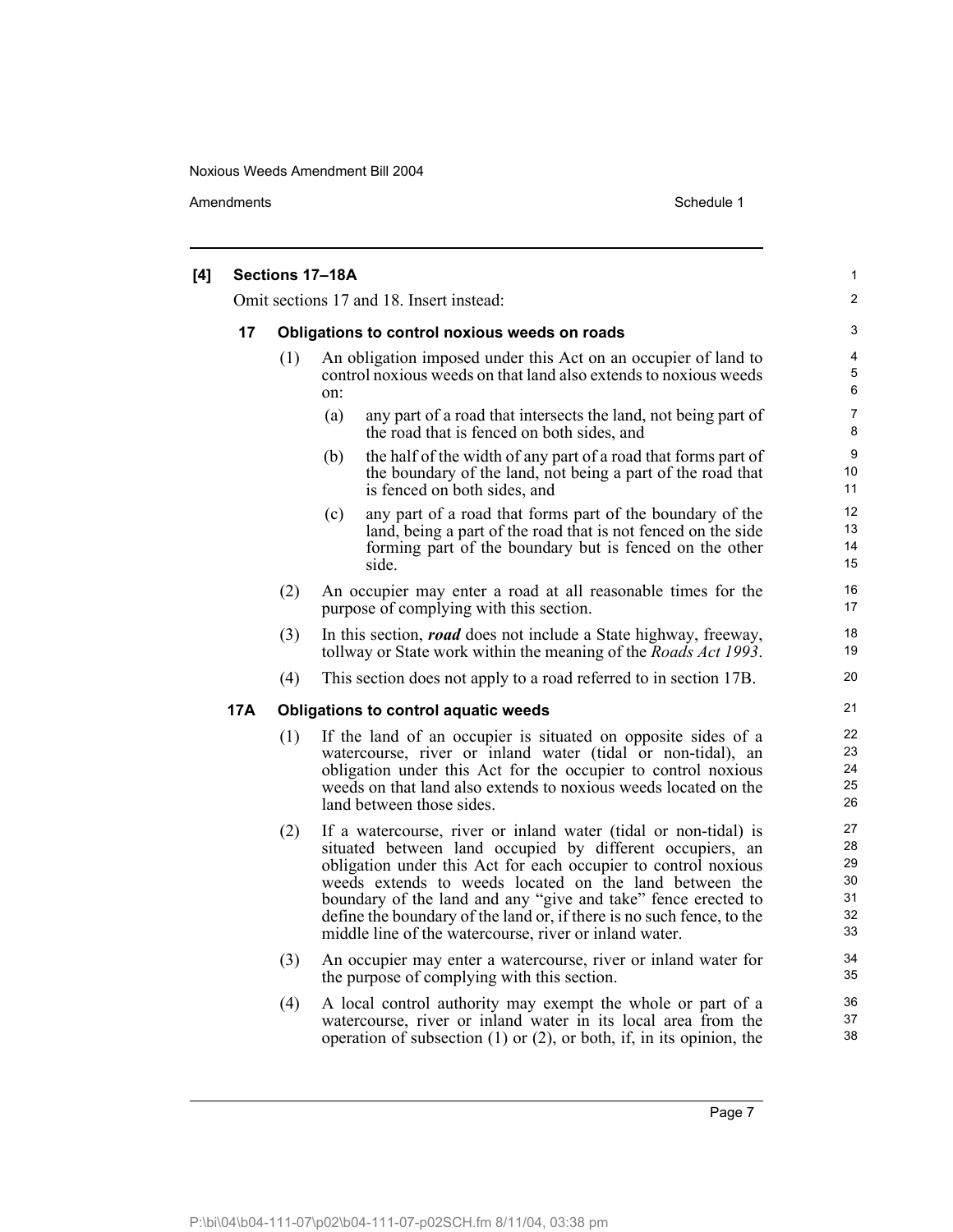**[4] Sections 17–18A**

Omit sections 17 and 18. Insert instead:

**17 Obligations to control noxious weeds on roads**

(1) An obligation imposed under this Act on an occupier of land to control noxious weeds on that land also extends to noxious weeds on:

(a) any part of a road that intersects the land, not being part of the road that is fenced on both sides, and

(b) the half of the width of any part of a road that forms part of the boundary of the land, not being a part of the road that is fenced on both sides, and

(c) any part of a road that forms part of the boundary of the land, being a part of the road that is not fenced on the side forming part of the boundary but is fenced on the other side.

(2) An occupier may enter a road at all reasonable times for the purpose of complying with this section.

(3) In this section, ***road*** does not include a State highway, freeway, tollway or State work within the meaning of the *Roads Act 1993*.

(4) This section does not apply to a road referred to in section 17B.

**17A Obligations to control aquatic weeds**

(1) If the land of an occupier is situated on opposite sides of a watercourse, river or inland water (tidal or non-tidal), an obligation under this Act for the occupier to control noxious weeds on that land also extends to noxious weeds located on the land between those sides.

(2) If a watercourse, river or inland water (tidal or non-tidal) is situated between land occupied by different occupiers, an obligation under this Act for each occupier to control noxious weeds extends to weeds located on the land between the boundary of the land and any "give and take" fence erected to define the boundary of the land or, if there is no such fence, to the middle line of the watercourse, river or inland water.

(3) An occupier may enter a watercourse, river or inland water for the purpose of complying with this section.

(4) A local control authority may exempt the whole or part of a watercourse, river or inland water in its local area from the operation of subsection (1) or (2), or both, if, in its opinion, the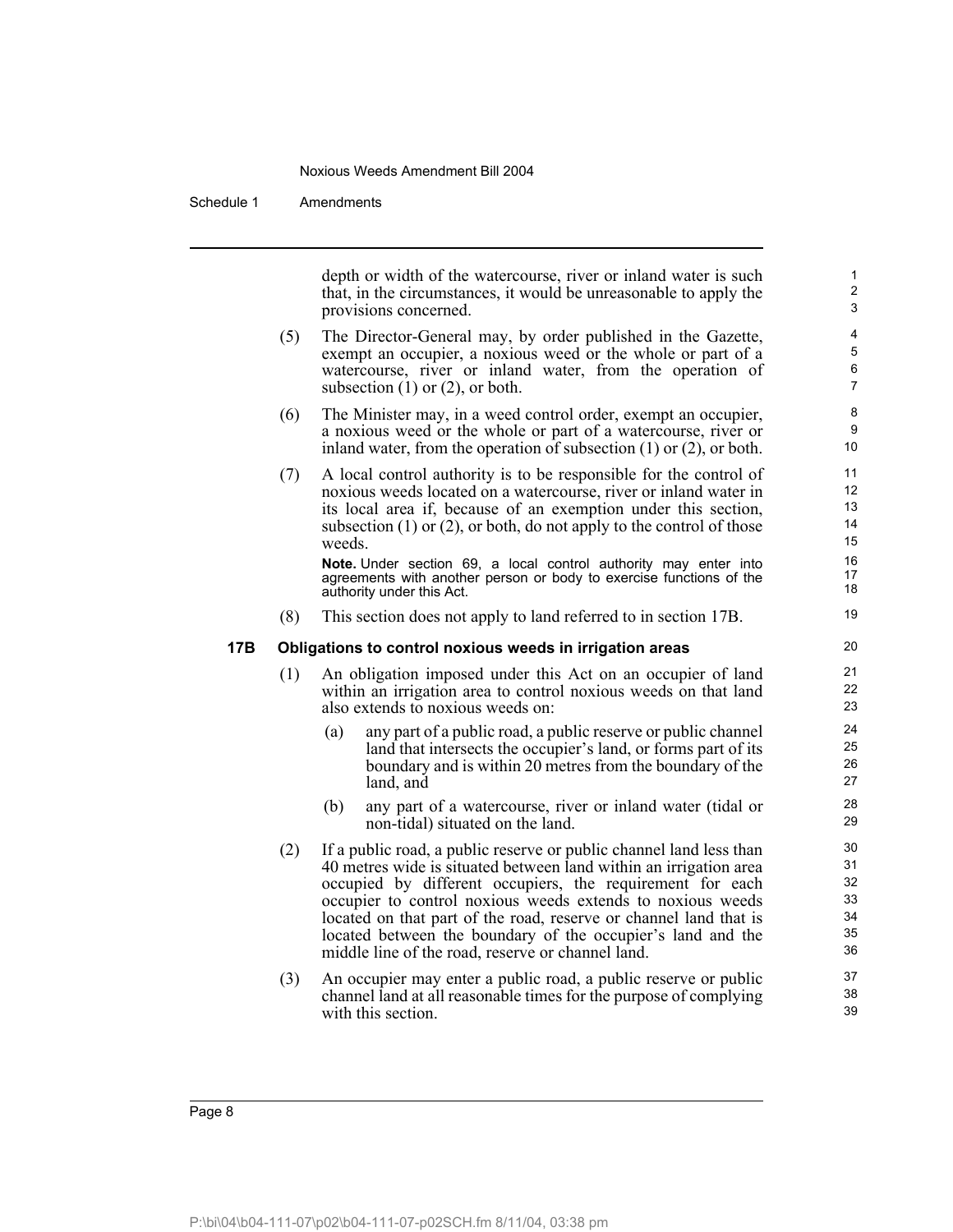depth or width of the watercourse, river or inland water is such that, in the circumstances, it would be unreasonable to apply the provisions concerned.

(5) The Director-General may, by order published in the Gazette, exempt an occupier, a noxious weed or the whole or part of a watercourse, river or inland water, from the operation of subsection (1) or (2), or both.

(6) The Minister may, in a weed control order, exempt an occupier, a noxious weed or the whole or part of a watercourse, river or inland water, from the operation of subsection (1) or (2), or both.

(7) A local control authority is to be responsible for the control of noxious weeds located on a watercourse, river or inland water in its local area if, because of an exemption under this section, subsection (1) or (2), or both, do not apply to the control of those weeds.

**Note.** Under section 69, a local control authority may enter into agreements with another person or body to exercise functions of the authority under this Act.

(8) This section does not apply to land referred to in section 17B.

**17B Obligations to control noxious weeds in irrigation areas**

(1) An obligation imposed under this Act on an occupier of land within an irrigation area to control noxious weeds on that land also extends to noxious weeds on:

(a) any part of a public road, a public reserve or public channel land that intersects the occupier's land, or forms part of its boundary and is within 20 metres from the boundary of the land, and

(b) any part of a watercourse, river or inland water (tidal or non-tidal) situated on the land.

(2) If a public road, a public reserve or public channel land less than 40 metres wide is situated between land within an irrigation area occupied by different occupiers, the requirement for each occupier to control noxious weeds extends to noxious weeds located on that part of the road, reserve or channel land that is located between the boundary of the occupier's land and the middle line of the road, reserve or channel land.

(3) An occupier may enter a public road, a public reserve or public channel land at all reasonable times for the purpose of complying with this section.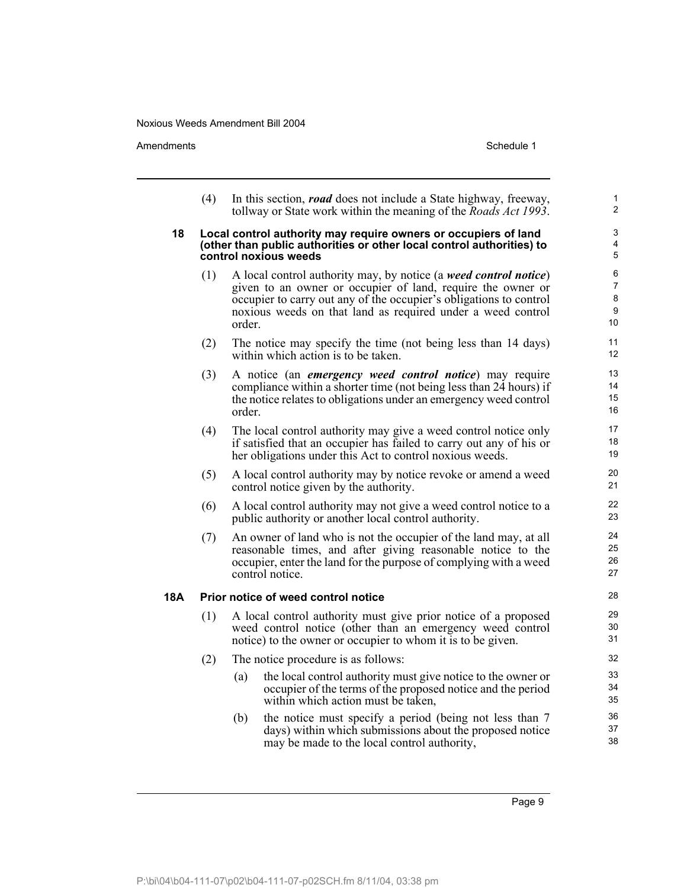(4) In this section, ***road*** does not include a State highway, freeway, tollway or State work within the meaning of the *Roads Act 1993*.

### 18 Local control authority may require owners or occupiers of land (other than public authorities or other local control authorities) to control noxious weeds

(1) A local control authority may, by notice (a ***weed control notice***) given to an owner or occupier of land, require the owner or occupier to carry out any of the occupier's obligations to control noxious weeds on that land as required under a weed control order.

(2) The notice may specify the time (not being less than 14 days) within which action is to be taken.

(3) A notice (an ***emergency weed control notice***) may require compliance within a shorter time (not being less than 24 hours) if the notice relates to obligations under an emergency weed control order.

(4) The local control authority may give a weed control notice only if satisfied that an occupier has failed to carry out any of his or her obligations under this Act to control noxious weeds.

(5) A local control authority may by notice revoke or amend a weed control notice given by the authority.

(6) A local control authority may not give a weed control notice to a public authority or another local control authority.

(7) An owner of land who is not the occupier of the land may, at all reasonable times, and after giving reasonable notice to the occupier, enter the land for the purpose of complying with a weed control notice.

### 18A Prior notice of weed control notice

(1) A local control authority must give prior notice of a proposed weed control notice (other than an emergency weed control notice) to the owner or occupier to whom it is to be given.

(2) The notice procedure is as follows:

(a) the local control authority must give notice to the owner or occupier of the terms of the proposed notice and the period within which action must be taken,

(b) the notice must specify a period (being not less than 7 days) within which submissions about the proposed notice may be made to the local control authority,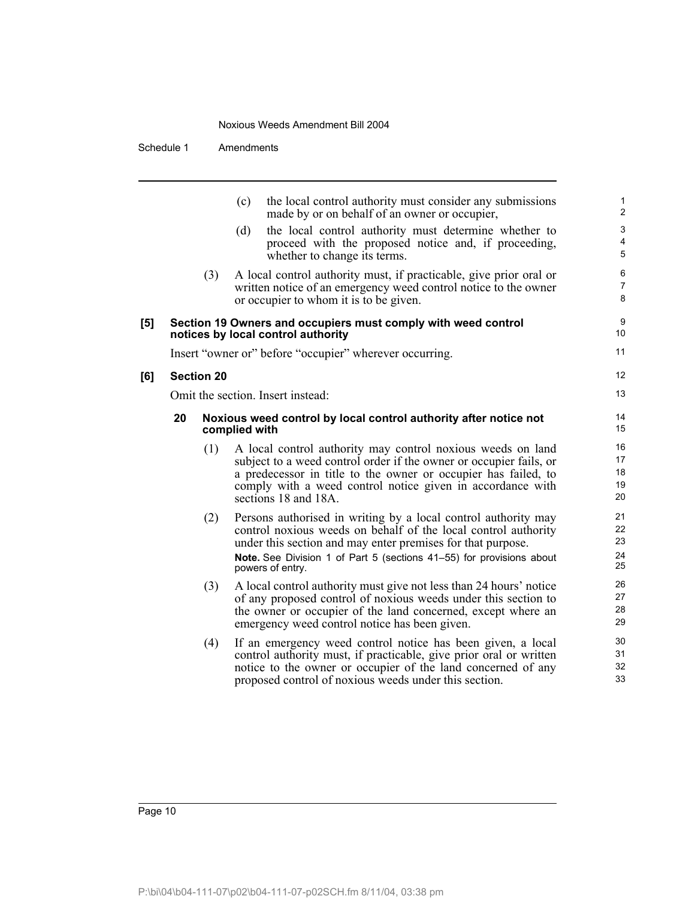(c) the local control authority must consider any submissions made by or on behalf of an owner or occupier,

(d) the local control authority must determine whether to proceed with the proposed notice and, if proceeding, whether to change its terms.

(3) A local control authority must, if practicable, give prior oral or written notice of an emergency weed control notice to the owner or occupier to whom it is to be given.

**[5] Section 19 Owners and occupiers must comply with weed control notices by local control authority**

Insert "owner or" before "occupier" wherever occurring.

**[6] Section 20**

Omit the section. Insert instead:

**20 Noxious weed control by local control authority after notice not complied with**

(1) A local control authority may control noxious weeds on land subject to a weed control order if the owner or occupier fails, or a predecessor in title to the owner or occupier has failed, to comply with a weed control notice given in accordance with sections 18 and 18A.

(2) Persons authorised in writing by a local control authority may control noxious weeds on behalf of the local control authority under this section and may enter premises for that purpose.

**Note.** See Division 1 of Part 5 (sections 41–55) for provisions about powers of entry.

(3) A local control authority must give not less than 24 hours' notice of any proposed control of noxious weeds under this section to the owner or occupier of the land concerned, except where an emergency weed control notice has been given.

(4) If an emergency weed control notice has been given, a local control authority must, if practicable, give prior oral or written notice to the owner or occupier of the land concerned of any proposed control of noxious weeds under this section.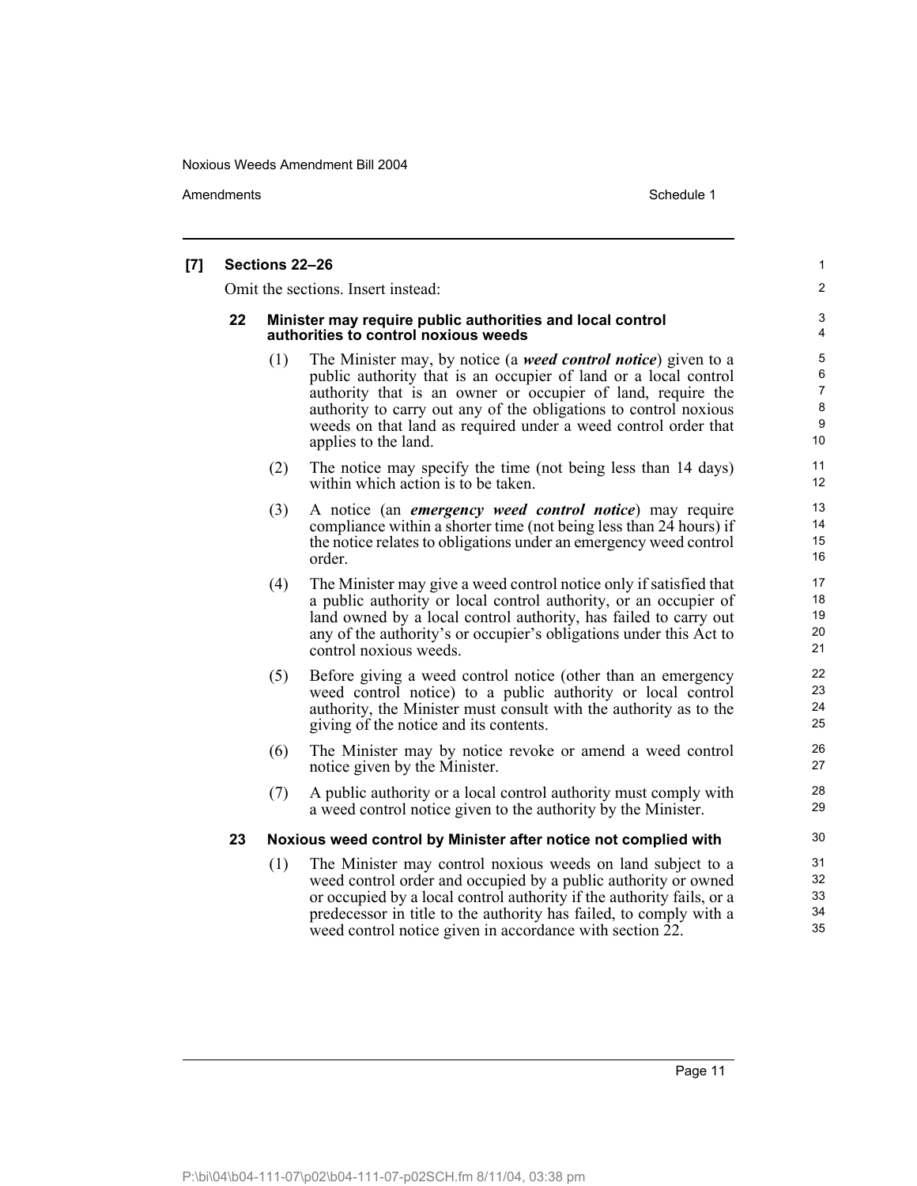**[7] Sections 22–26**

Omit the sections. Insert instead:

**22 Minister may require public authorities and local control authorities to control noxious weeds**

(1) The Minister may, by notice (a ***weed control notice***) given to a public authority that is an occupier of land or a local control authority that is an owner or occupier of land, require the authority to carry out any of the obligations to control noxious weeds on that land as required under a weed control order that applies to the land.

(2) The notice may specify the time (not being less than 14 days) within which action is to be taken.

(3) A notice (an ***emergency weed control notice***) may require compliance within a shorter time (not being less than 24 hours) if the notice relates to obligations under an emergency weed control order.

(4) The Minister may give a weed control notice only if satisfied that a public authority or local control authority, or an occupier of land owned by a local control authority, has failed to carry out any of the authority's or occupier's obligations under this Act to control noxious weeds.

(5) Before giving a weed control notice (other than an emergency weed control notice) to a public authority or local control authority, the Minister must consult with the authority as to the giving of the notice and its contents.

(6) The Minister may by notice revoke or amend a weed control notice given by the Minister.

(7) A public authority or a local control authority must comply with a weed control notice given to the authority by the Minister.

**23 Noxious weed control by Minister after notice not complied with**

(1) The Minister may control noxious weeds on land subject to a weed control order and occupied by a public authority or owned or occupied by a local control authority if the authority fails, or a predecessor in title to the authority has failed, to comply with a weed control notice given in accordance with section 22.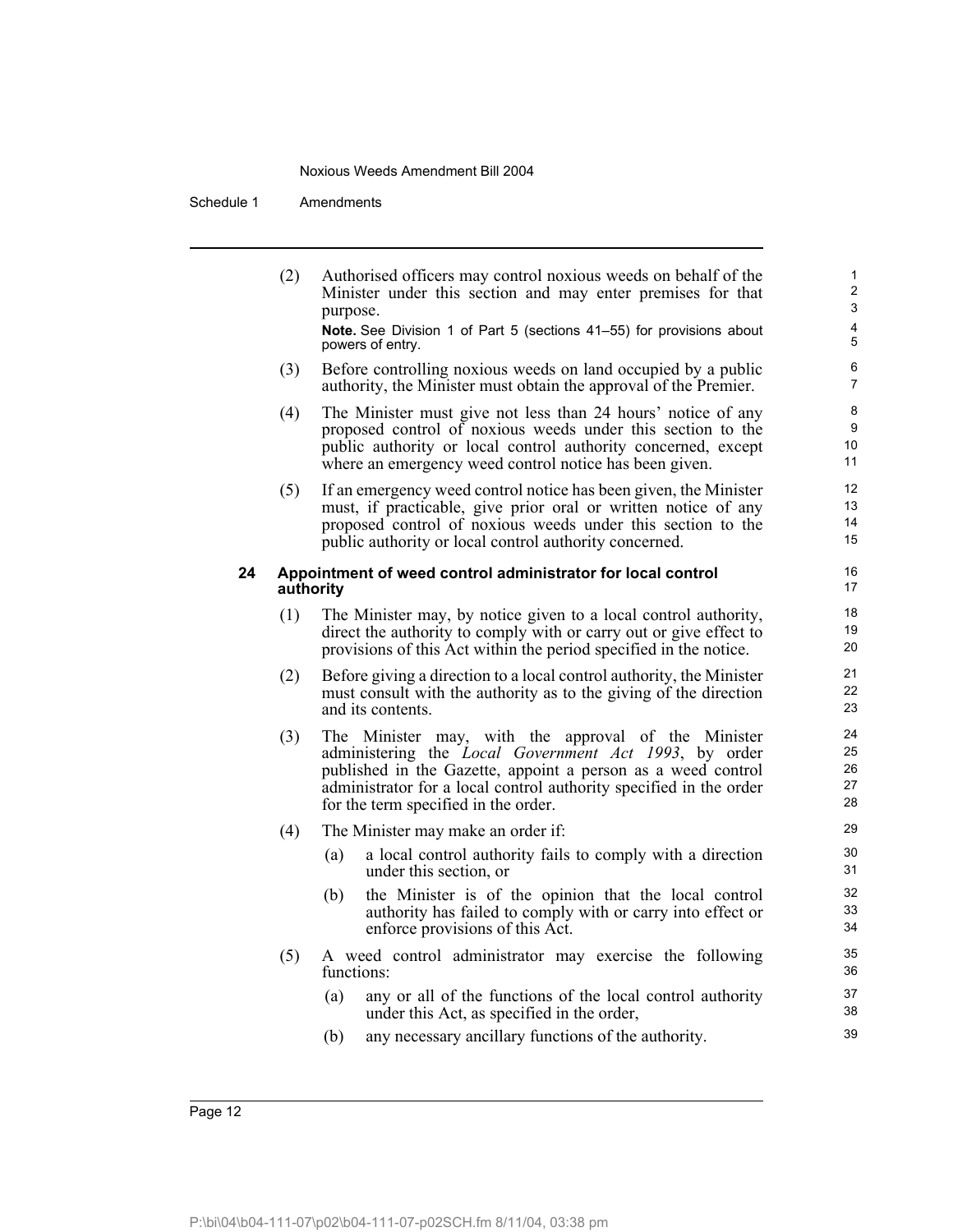(2) Authorised officers may control noxious weeds on behalf of the Minister under this section and may enter premises for that purpose.

**Note.** See Division 1 of Part 5 (sections 41–55) for provisions about powers of entry.

(3) Before controlling noxious weeds on land occupied by a public authority, the Minister must obtain the approval of the Premier.

(4) The Minister must give not less than 24 hours' notice of any proposed control of noxious weeds under this section to the public authority or local control authority concerned, except where an emergency weed control notice has been given.

(5) If an emergency weed control notice has been given, the Minister must, if practicable, give prior oral or written notice of any proposed control of noxious weeds under this section to the public authority or local control authority concerned.

**24 Appointment of weed control administrator for local control authority**

(1) The Minister may, by notice given to a local control authority, direct the authority to comply with or carry out or give effect to provisions of this Act within the period specified in the notice.

(2) Before giving a direction to a local control authority, the Minister must consult with the authority as to the giving of the direction and its contents.

(3) The Minister may, with the approval of the Minister administering the *Local Government Act 1993*, by order published in the Gazette, appoint a person as a weed control administrator for a local control authority specified in the order for the term specified in the order.

(4) The Minister may make an order if:

(a) a local control authority fails to comply with a direction under this section, or

(b) the Minister is of the opinion that the local control authority has failed to comply with or carry into effect or enforce provisions of this Act.

(5) A weed control administrator may exercise the following functions:

(a) any or all of the functions of the local control authority under this Act, as specified in the order,

(b) any necessary ancillary functions of the authority.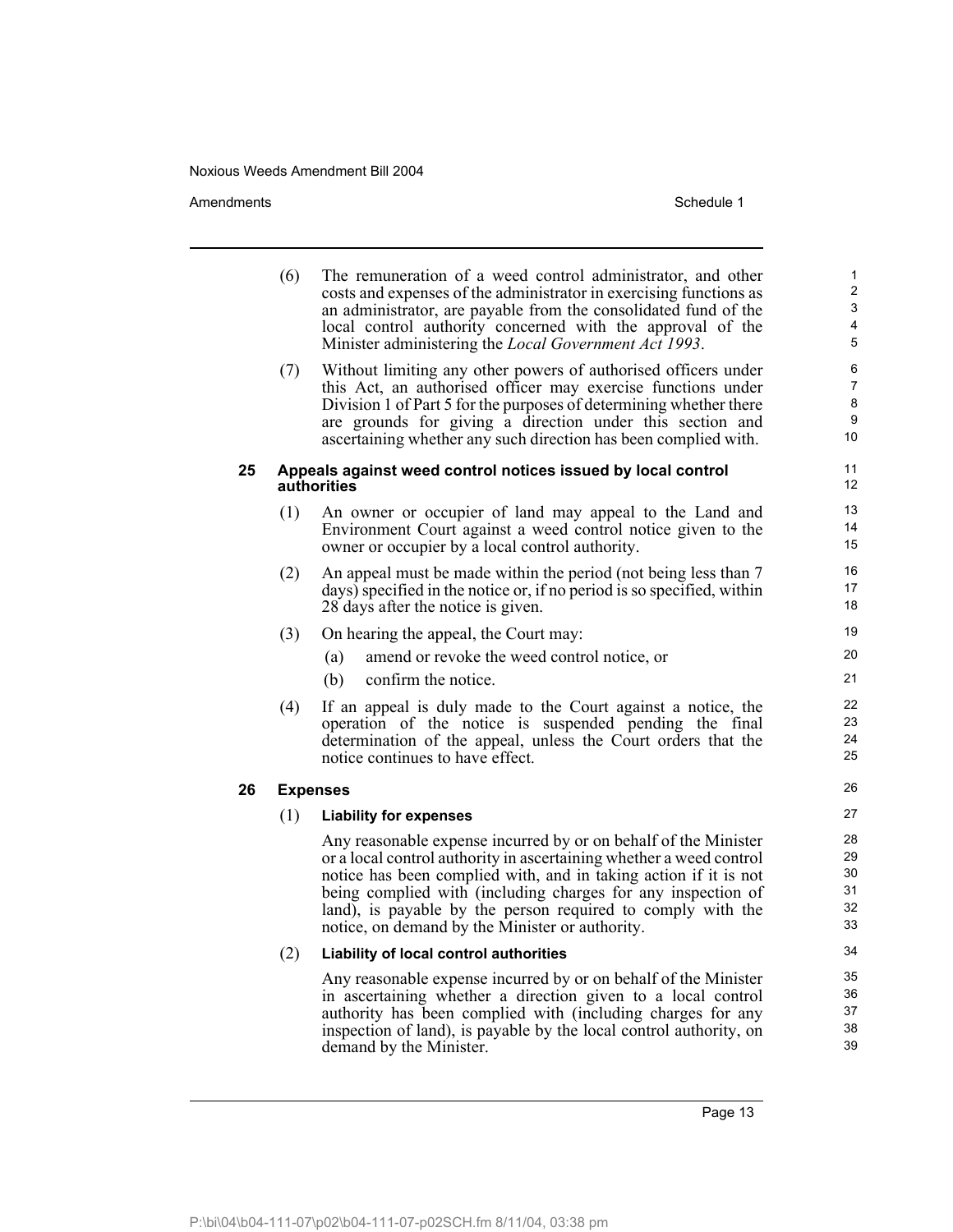(6) The remuneration of a weed control administrator, and other costs and expenses of the administrator in exercising functions as an administrator, are payable from the consolidated fund of the local control authority concerned with the approval of the Minister administering the *Local Government Act 1993*.

(7) Without limiting any other powers of authorised officers under this Act, an authorised officer may exercise functions under Division 1 of Part 5 for the purposes of determining whether there are grounds for giving a direction under this section and ascertaining whether any such direction has been complied with.

**25 Appeals against weed control notices issued by local control authorities**

(1) An owner or occupier of land may appeal to the Land and Environment Court against a weed control notice given to the owner or occupier by a local control authority.

(2) An appeal must be made within the period (not being less than 7 days) specified in the notice or, if no period is so specified, within 28 days after the notice is given.

(3) On hearing the appeal, the Court may:

(a) amend or revoke the weed control notice, or

(b) confirm the notice.

(4) If an appeal is duly made to the Court against a notice, the operation of the notice is suspended pending the final determination of the appeal, unless the Court orders that the notice continues to have effect.

**26 Expenses**

(1) **Liability for expenses**

Any reasonable expense incurred by or on behalf of the Minister or a local control authority in ascertaining whether a weed control notice has been complied with, and in taking action if it is not being complied with (including charges for any inspection of land), is payable by the person required to comply with the notice, on demand by the Minister or authority.

(2) **Liability of local control authorities**

Any reasonable expense incurred by or on behalf of the Minister in ascertaining whether a direction given to a local control authority has been complied with (including charges for any inspection of land), is payable by the local control authority, on demand by the Minister.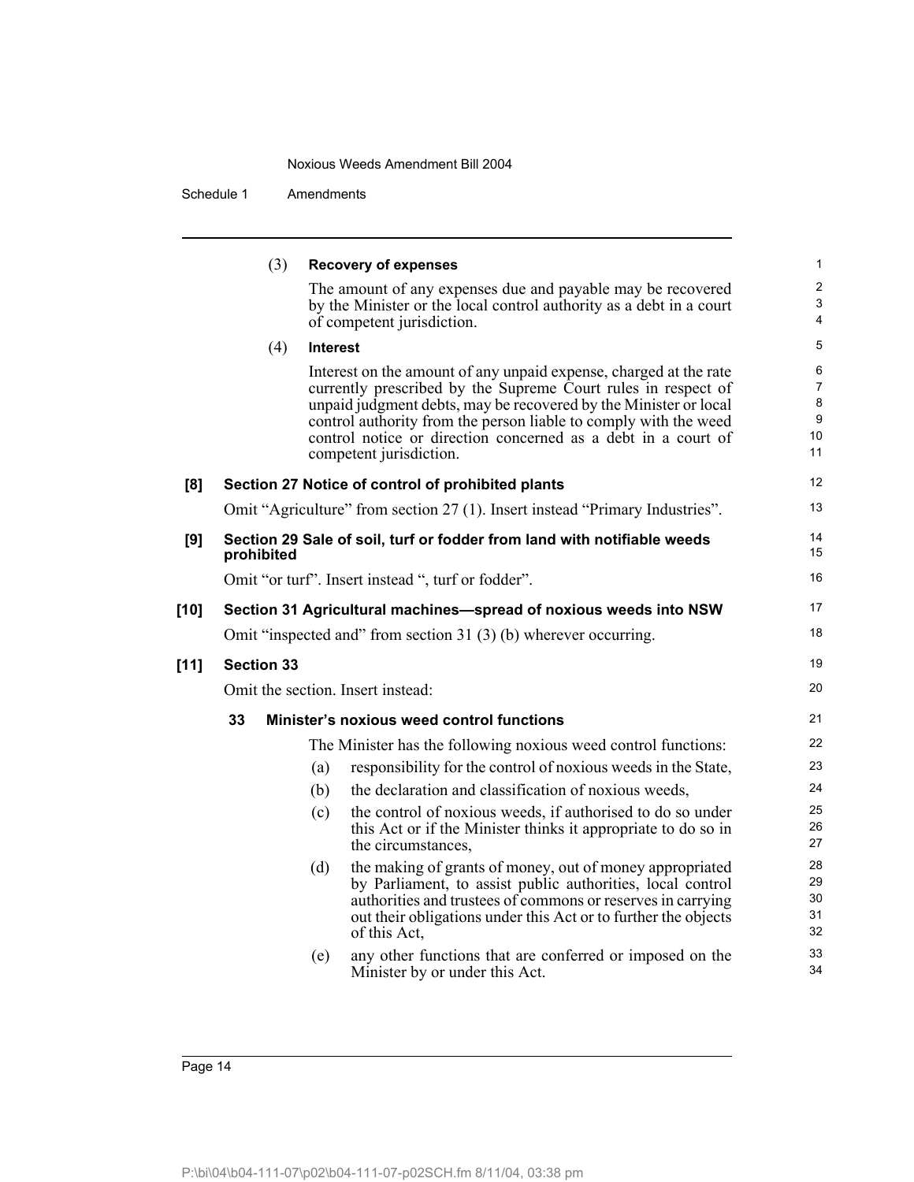(3) **Recovery of expenses**

The amount of any expenses due and payable may be recovered by the Minister or the local control authority as a debt in a court of competent jurisdiction.

(4) **Interest**

Interest on the amount of any unpaid expense, charged at the rate currently prescribed by the Supreme Court rules in respect of unpaid judgment debts, may be recovered by the Minister or local control authority from the person liable to comply with the weed control notice or direction concerned as a debt in a court of competent jurisdiction.

**[8] Section 27 Notice of control of prohibited plants**

Omit "Agriculture" from section 27 (1). Insert instead "Primary Industries".

**[9] Section 29 Sale of soil, turf or fodder from land with notifiable weeds prohibited**

Omit "or turf". Insert instead ", turf or fodder".

**[10] Section 31 Agricultural machines—spread of noxious weeds into NSW**

Omit "inspected and" from section 31 (3) (b) wherever occurring.

**[11] Section 33**

Omit the section. Insert instead:

**33 Minister's noxious weed control functions**

The Minister has the following noxious weed control functions:

(a) responsibility for the control of noxious weeds in the State,

(b) the declaration and classification of noxious weeds,

(c) the control of noxious weeds, if authorised to do so under this Act or if the Minister thinks it appropriate to do so in the circumstances,

(d) the making of grants of money, out of money appropriated by Parliament, to assist public authorities, local control authorities and trustees of commons or reserves in carrying out their obligations under this Act or to further the objects of this Act,

(e) any other functions that are conferred or imposed on the Minister by or under this Act.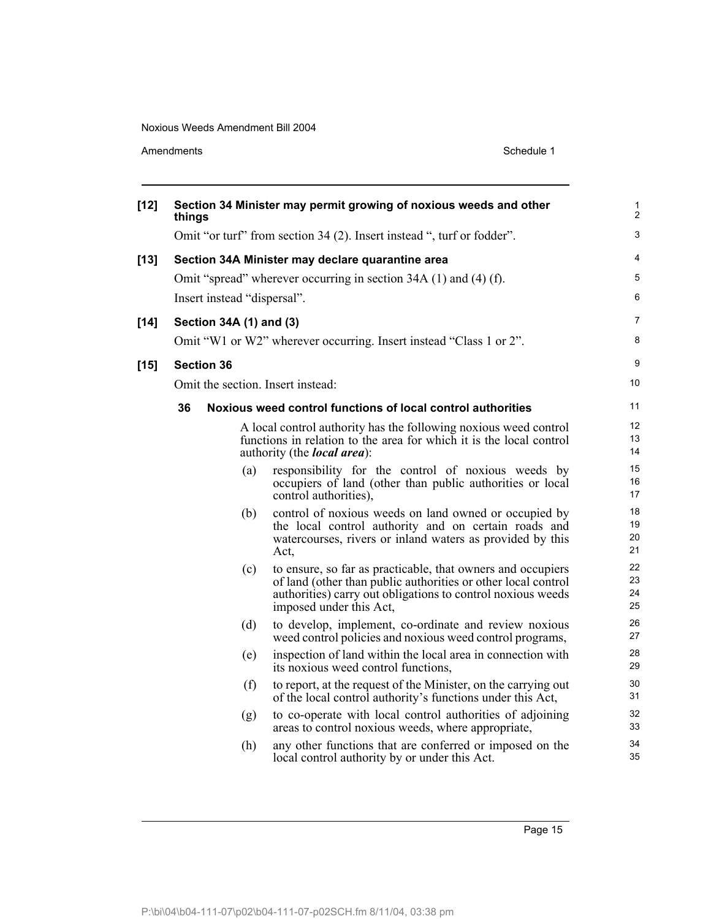**[12] Section 34 Minister may permit growing of noxious weeds and other things**

Omit "or turf" from section 34 (2). Insert instead ", turf or fodder".

**[13] Section 34A Minister may declare quarantine area**

Omit "spread" wherever occurring in section 34A (1) and (4) (f).

Insert instead "dispersal".

**[14] Section 34A (1) and (3)**

Omit "W1 or W2" wherever occurring. Insert instead "Class 1 or 2".

**[15] Section 36**

Omit the section. Insert instead:

**36 Noxious weed control functions of local control authorities**

A local control authority has the following noxious weed control functions in relation to the area for which it is the local control authority (the ***local area***):

(a) responsibility for the control of noxious weeds by occupiers of land (other than public authorities or local control authorities),

(b) control of noxious weeds on land owned or occupied by the local control authority and on certain roads and watercourses, rivers or inland waters as provided by this Act,

(c) to ensure, so far as practicable, that owners and occupiers of land (other than public authorities or other local control authorities) carry out obligations to control noxious weeds imposed under this Act,

(d) to develop, implement, co-ordinate and review noxious weed control policies and noxious weed control programs,

(e) inspection of land within the local area in connection with its noxious weed control functions,

(f) to report, at the request of the Minister, on the carrying out of the local control authority's functions under this Act,

(g) to co-operate with local control authorities of adjoining areas to control noxious weeds, where appropriate,

(h) any other functions that are conferred or imposed on the local control authority by or under this Act.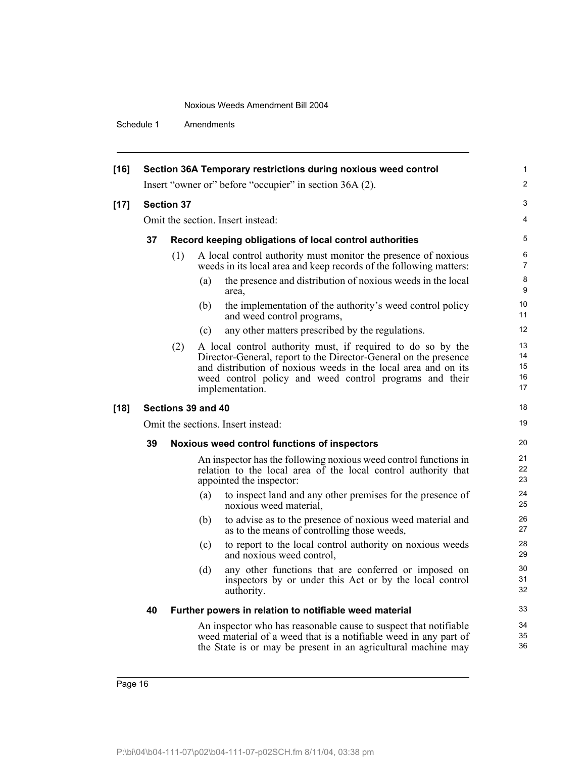**[16] Section 36A Temporary restrictions during noxious weed control**

Insert "owner or" before "occupier" in section 36A (2).

**[17] Section 37**

Omit the section. Insert instead:

**37 Record keeping obligations of local control authorities**

(1) A local control authority must monitor the presence of noxious weeds in its local area and keep records of the following matters:

(a) the presence and distribution of noxious weeds in the local area,

(b) the implementation of the authority's weed control policy and weed control programs,

(c) any other matters prescribed by the regulations.

(2) A local control authority must, if required to do so by the Director-General, report to the Director-General on the presence and distribution of noxious weeds in the local area and on its weed control policy and weed control programs and their implementation.

**[18] Sections 39 and 40**

Omit the sections. Insert instead:

**39 Noxious weed control functions of inspectors**

An inspector has the following noxious weed control functions in relation to the local area of the local control authority that appointed the inspector:

(a) to inspect land and any other premises for the presence of noxious weed material,

(b) to advise as to the presence of noxious weed material and as to the means of controlling those weeds,

(c) to report to the local control authority on noxious weeds and noxious weed control,

(d) any other functions that are conferred or imposed on inspectors by or under this Act or by the local control authority.

**40 Further powers in relation to notifiable weed material**

An inspector who has reasonable cause to suspect that notifiable weed material of a weed that is a notifiable weed in any part of the State is or may be present in an agricultural machine may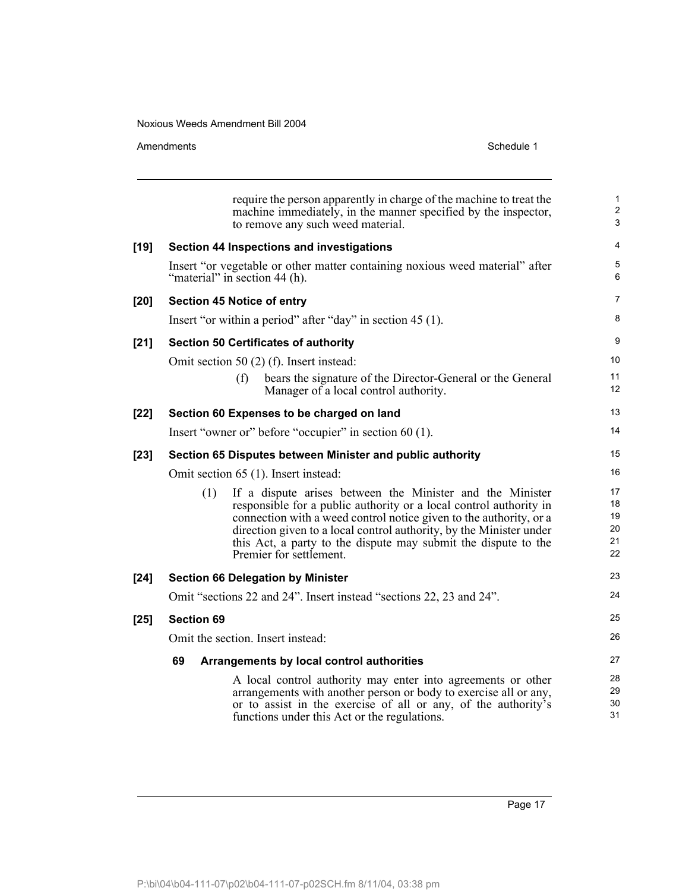require the person apparently in charge of the machine to treat the machine immediately, in the manner specified by the inspector, to remove any such weed material.

**[19] Section 44 Inspections and investigations**

Insert "or vegetable or other matter containing noxious weed material" after "material" in section 44 (h).

**[20] Section 45 Notice of entry**

Insert "or within a period" after "day" in section 45 (1).

**[21] Section 50 Certificates of authority**

Omit section 50 (2) (f). Insert instead:

> (f) bears the signature of the Director-General or the General Manager of a local control authority.

**[22] Section 60 Expenses to be charged on land**

Insert "owner or" before "occupier" in section 60 (1).

**[23] Section 65 Disputes between Minister and public authority**

Omit section 65 (1). Insert instead:

> (1) If a dispute arises between the Minister and the Minister responsible for a public authority or a local control authority in connection with a weed control notice given to the authority, or a direction given to a local control authority, by the Minister under this Act, a party to the dispute may submit the dispute to the Premier for settlement.

**[24] Section 66 Delegation by Minister**

Omit "sections 22 and 24". Insert instead "sections 22, 23 and 24".

**[25] Section 69**

Omit the section. Insert instead:

**69 Arrangements by local control authorities**

> A local control authority may enter into agreements or other arrangements with another person or body to exercise all or any, or to assist in the exercise of all or any, of the authority's functions under this Act or the regulations.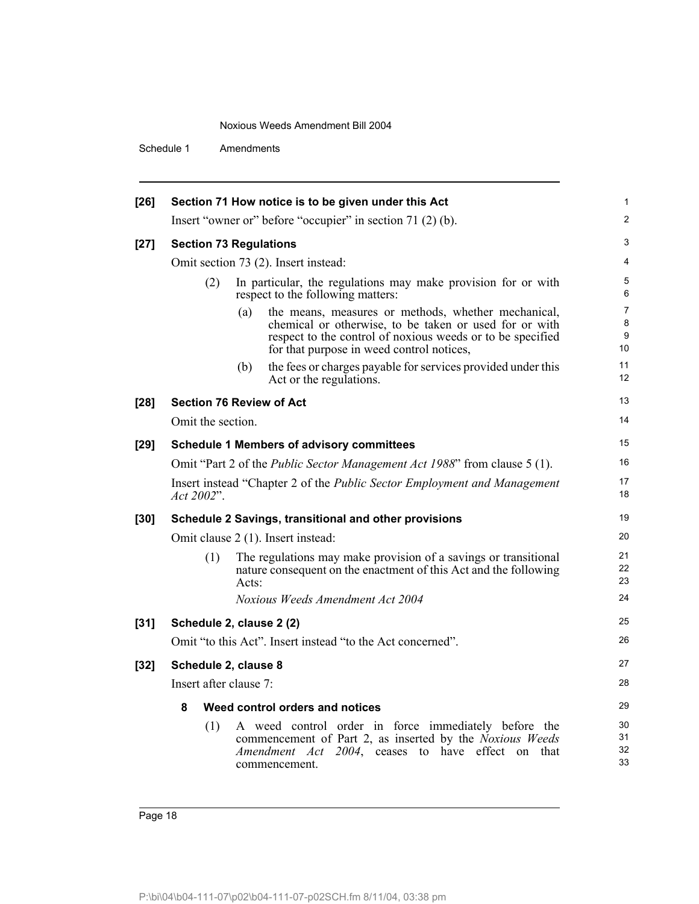**[26] Section 71 How notice is to be given under this Act**

Insert "owner or" before "occupier" in section 71 (2) (b).

**[27] Section 73 Regulations**

Omit section 73 (2). Insert instead:

(2) In particular, the regulations may make provision for or with respect to the following matters:

(a) the means, measures or methods, whether mechanical, chemical or otherwise, to be taken or used for or with respect to the control of noxious weeds or to be specified for that purpose in weed control notices,

(b) the fees or charges payable for services provided under this Act or the regulations.

**[28] Section 76 Review of Act**

Omit the section.

**[29] Schedule 1 Members of advisory committees**

Omit "Part 2 of the *Public Sector Management Act 1988*" from clause 5 (1).

Insert instead "Chapter 2 of the *Public Sector Employment and Management Act 2002*".

**[30] Schedule 2 Savings, transitional and other provisions**

Omit clause 2 (1). Insert instead:

(1) The regulations may make provision of a savings or transitional nature consequent on the enactment of this Act and the following Acts:

*Noxious Weeds Amendment Act 2004*

**[31] Schedule 2, clause 2 (2)**

Omit "to this Act". Insert instead "to the Act concerned".

**[32] Schedule 2, clause 8**

Insert after clause 7:

**8 Weed control orders and notices**

(1) A weed control order in force immediately before the commencement of Part 2, as inserted by the *Noxious Weeds Amendment Act 2004*, ceases to have effect on that commencement.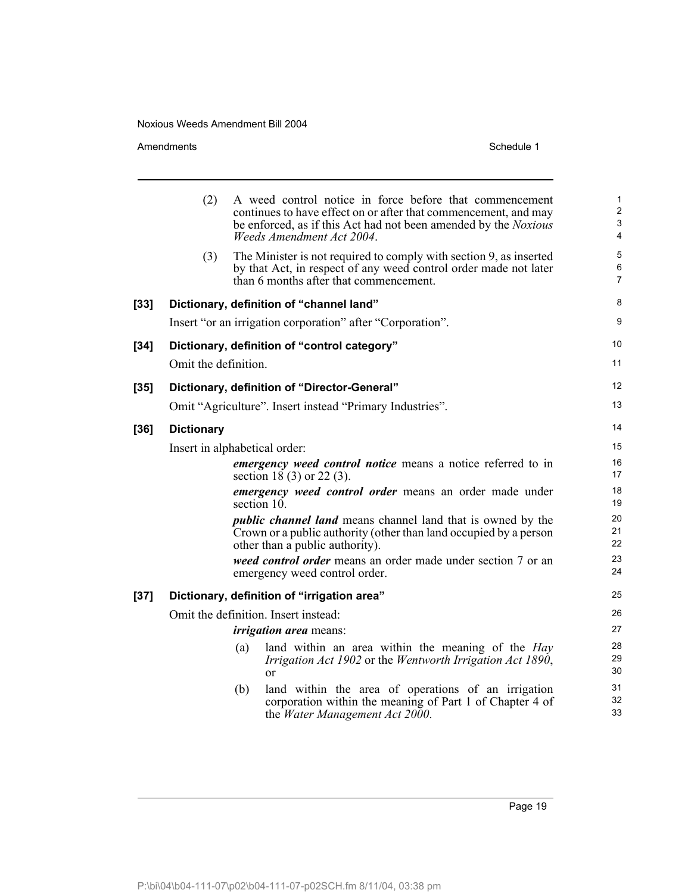(2) A weed control notice in force before that commencement continues to have effect on or after that commencement, and may be enforced, as if this Act had not been amended by the *Noxious Weeds Amendment Act 2004*.

(3) The Minister is not required to comply with section 9, as inserted by that Act, in respect of any weed control order made not later than 6 months after that commencement.

### [33] Dictionary, definition of "channel land"

Insert "or an irrigation corporation" after "Corporation".

### [34] Dictionary, definition of "control category"

Omit the definition.

### [35] Dictionary, definition of "Director-General"

Omit "Agriculture". Insert instead "Primary Industries".

### [36] Dictionary

Insert in alphabetical order:

***emergency weed control notice*** means a notice referred to in section 18 (3) or 22 (3).

***emergency weed control order*** means an order made under section 10.

***public channel land*** means channel land that is owned by the Crown or a public authority (other than land occupied by a person other than a public authority).

***weed control order*** means an order made under section 7 or an emergency weed control order.

### [37] Dictionary, definition of "irrigation area"

Omit the definition. Insert instead:

***irrigation area*** means:

(a) land within an area within the meaning of the *Hay Irrigation Act 1902* or the *Wentworth Irrigation Act 1890*, or

(b) land within the area of operations of an irrigation corporation within the meaning of Part 1 of Chapter 4 of the *Water Management Act 2000*.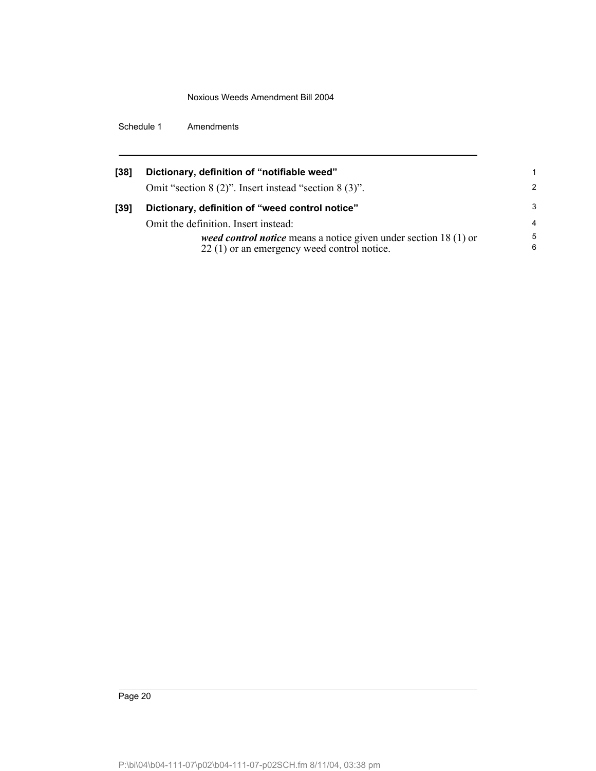**[38] Dictionary, definition of "notifiable weed"**

Omit "section 8 (2)". Insert instead "section 8 (3)".

**[39] Dictionary, definition of "weed control notice"**

Omit the definition. Insert instead:

> ***weed control notice*** means a notice given under section 18 (1) or 22 (1) or an emergency weed control notice.